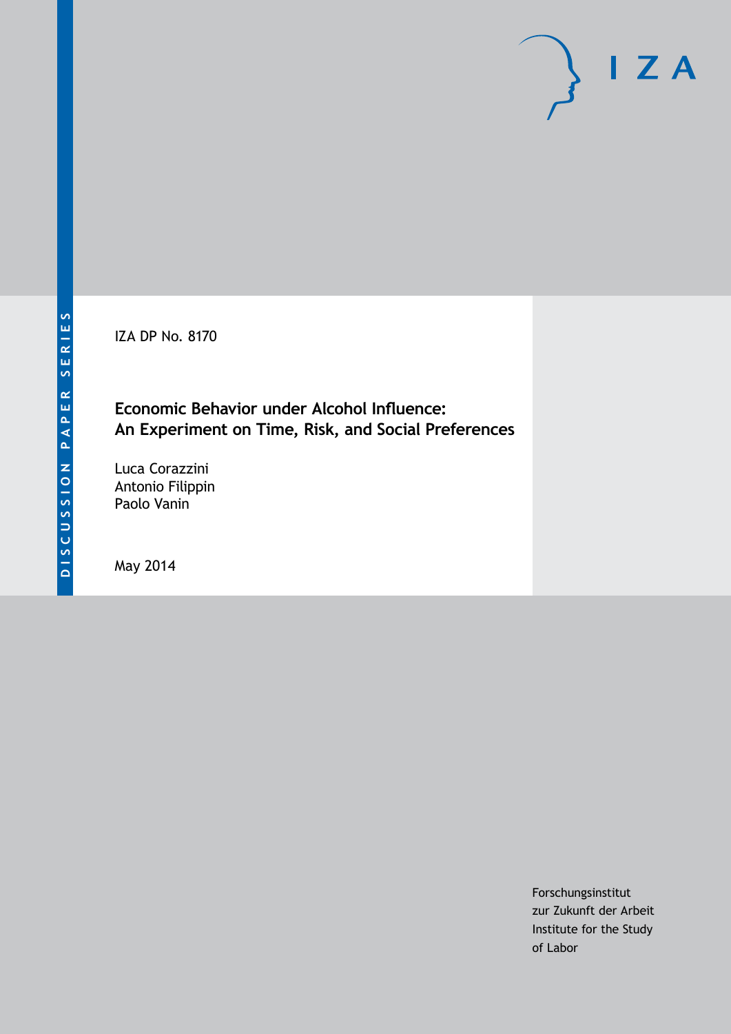DISCUSSION PAPER SERIES

IZA

IZA DP No. 8170

# Economic Behavior under Alcohol Influence: An Experiment on Time, Risk, and Social Preferences

Luca Corazzini
Antonio Filippin
Paolo Vanin

May 2014

Forschungsinstitut
zur Zukunft der Arbeit
Institute for the Study
of Labor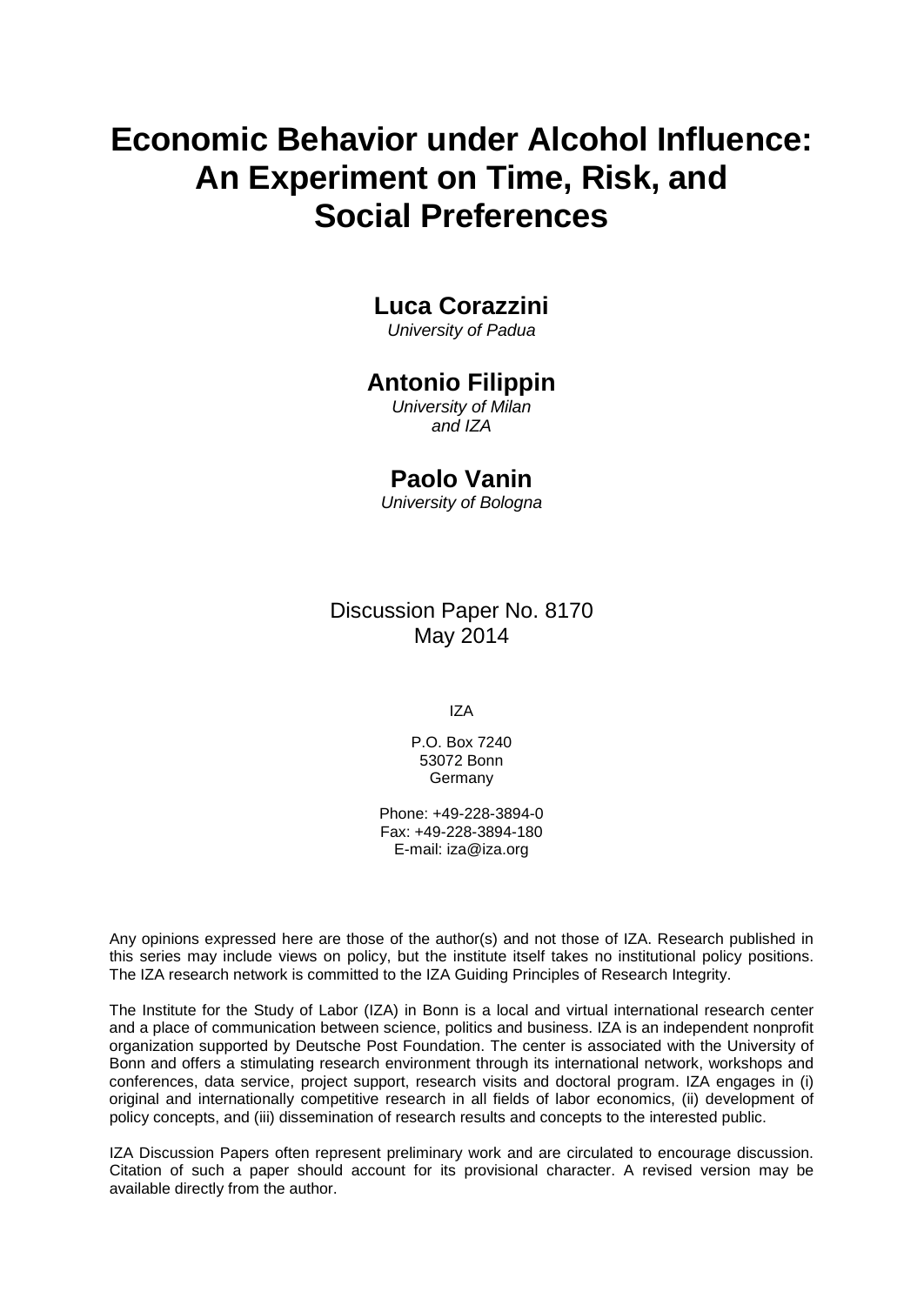# Economic Behavior under Alcohol Influence: An Experiment on Time, Risk, and Social Preferences

**Luca Corazzini**
*University of Padua*

**Antonio Filippin**
*University of Milan and IZA*

**Paolo Vanin**
*University of Bologna*

Discussion Paper No. 8170
May 2014

IZA

P.O. Box 7240
53072 Bonn
Germany

Phone: +49-228-3894-0
Fax: +49-228-3894-180
E-mail: iza@iza.org

Any opinions expressed here are those of the author(s) and not those of IZA. Research published in this series may include views on policy, but the institute itself takes no institutional policy positions. The IZA research network is committed to the IZA Guiding Principles of Research Integrity.

The Institute for the Study of Labor (IZA) in Bonn is a local and virtual international research center and a place of communication between science, politics and business. IZA is an independent nonprofit organization supported by Deutsche Post Foundation. The center is associated with the University of Bonn and offers a stimulating research environment through its international network, workshops and conferences, data service, project support, research visits and doctoral program. IZA engages in (i) original and internationally competitive research in all fields of labor economics, (ii) development of policy concepts, and (iii) dissemination of research results and concepts to the interested public.

IZA Discussion Papers often represent preliminary work and are circulated to encourage discussion. Citation of such a paper should account for its provisional character. A revised version may be available directly from the author.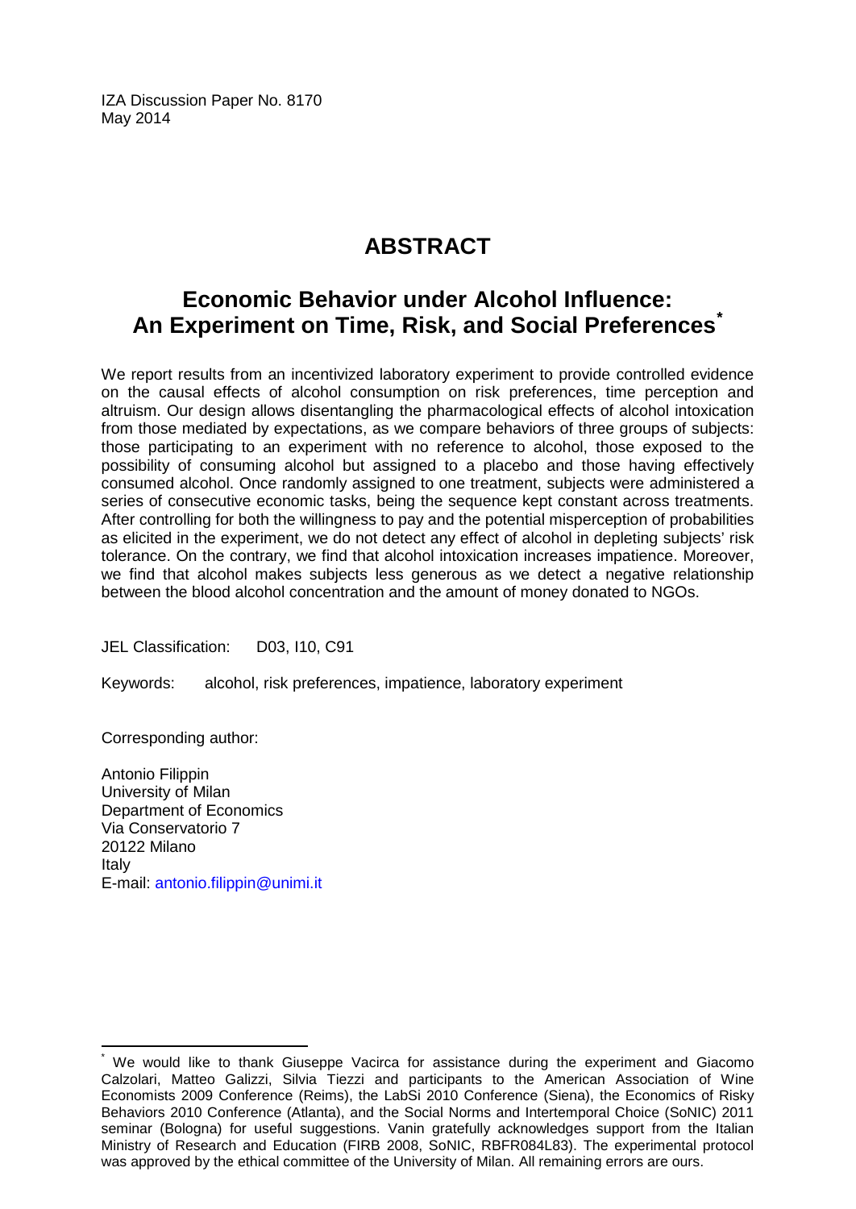IZA Discussion Paper No. 8170
May 2014

# ABSTRACT

## Economic Behavior under Alcohol Influence: An Experiment on Time, Risk, and Social Preferences*

We report results from an incentivized laboratory experiment to provide controlled evidence on the causal effects of alcohol consumption on risk preferences, time perception and altruism. Our design allows disentangling the pharmacological effects of alcohol intoxication from those mediated by expectations, as we compare behaviors of three groups of subjects: those participating to an experiment with no reference to alcohol, those exposed to the possibility of consuming alcohol but assigned to a placebo and those having effectively consumed alcohol. Once randomly assigned to one treatment, subjects were administered a series of consecutive economic tasks, being the sequence kept constant across treatments. After controlling for both the willingness to pay and the potential misperception of probabilities as elicited in the experiment, we do not detect any effect of alcohol in depleting subjects' risk tolerance. On the contrary, we find that alcohol intoxication increases impatience. Moreover, we find that alcohol makes subjects less generous as we detect a negative relationship between the blood alcohol concentration and the amount of money donated to NGOs.

JEL Classification: D03, I10, C91

Keywords: alcohol, risk preferences, impatience, laboratory experiment

Corresponding author:

Antonio Filippin
University of Milan
Department of Economics
Via Conservatorio 7
20122 Milano
Italy
E-mail: antonio.filippin@unimi.it

---

* We would like to thank Giuseppe Vacirca for assistance during the experiment and Giacomo Calzolari, Matteo Galizzi, Silvia Tiezzi and participants to the American Association of Wine Economists 2009 Conference (Reims), the LabSi 2010 Conference (Siena), the Economics of Risky Behaviors 2010 Conference (Atlanta), and the Social Norms and Intertemporal Choice (SoNIC) 2011 seminar (Bologna) for useful suggestions. Vanin gratefully acknowledges support from the Italian Ministry of Research and Education (FIRB 2008, SoNIC, RBFR084L83). The experimental protocol was approved by the ethical committee of the University of Milan. All remaining errors are ours.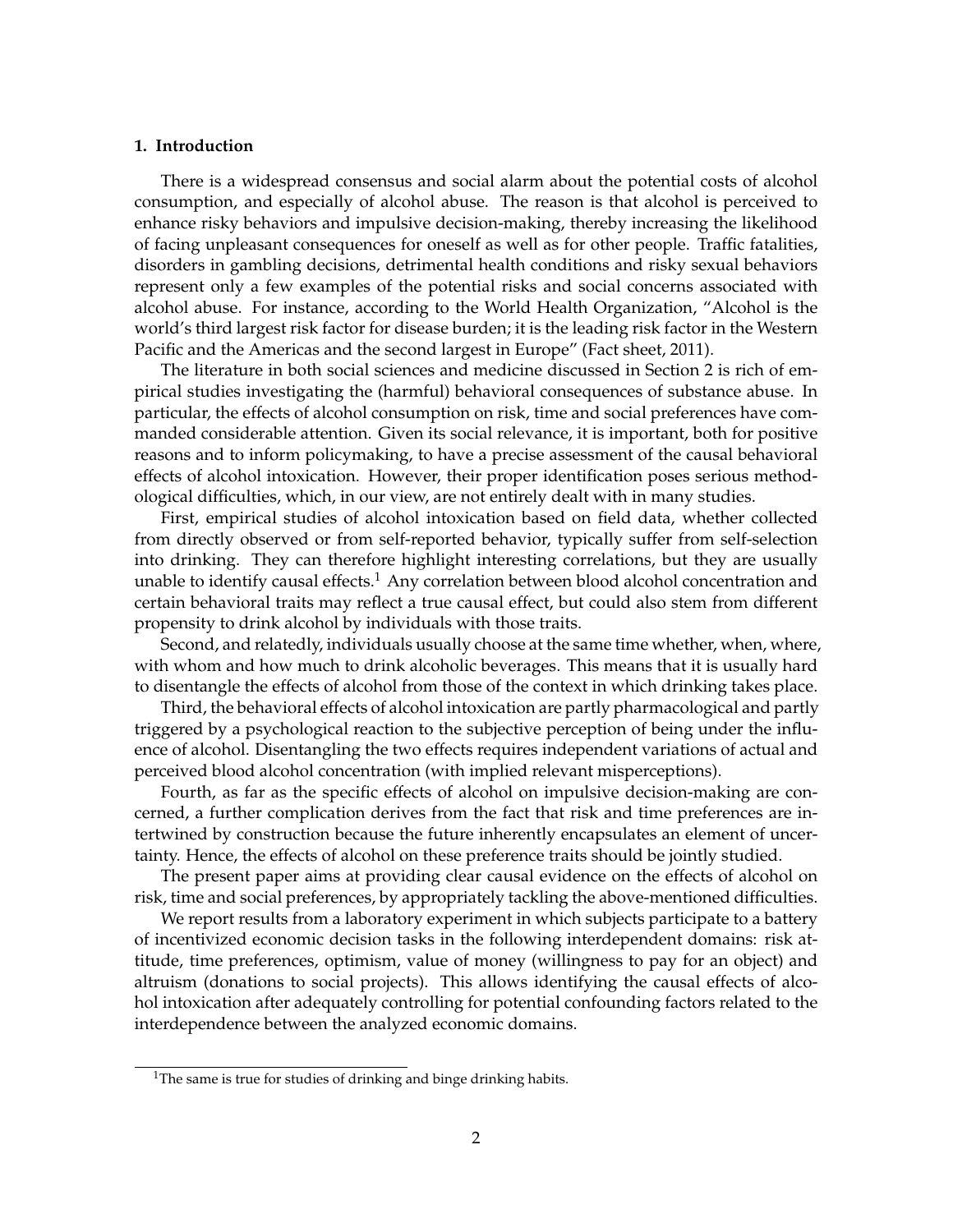## 1. Introduction

There is a widespread consensus and social alarm about the potential costs of alcohol consumption, and especially of alcohol abuse. The reason is that alcohol is perceived to enhance risky behaviors and impulsive decision-making, thereby increasing the likelihood of facing unpleasant consequences for oneself as well as for other people. Traffic fatalities, disorders in gambling decisions, detrimental health conditions and risky sexual behaviors represent only a few examples of the potential risks and social concerns associated with alcohol abuse. For instance, according to the World Health Organization, "Alcohol is the world's third largest risk factor for disease burden; it is the leading risk factor in the Western Pacific and the Americas and the second largest in Europe" (Fact sheet, 2011).

The literature in both social sciences and medicine discussed in Section 2 is rich of empirical studies investigating the (harmful) behavioral consequences of substance abuse. In particular, the effects of alcohol consumption on risk, time and social preferences have commanded considerable attention. Given its social relevance, it is important, both for positive reasons and to inform policymaking, to have a precise assessment of the causal behavioral effects of alcohol intoxication. However, their proper identification poses serious methodological difficulties, which, in our view, are not entirely dealt with in many studies.

First, empirical studies of alcohol intoxication based on field data, whether collected from directly observed or from self-reported behavior, typically suffer from self-selection into drinking. They can therefore highlight interesting correlations, but they are usually unable to identify causal effects.[1] Any correlation between blood alcohol concentration and certain behavioral traits may reflect a true causal effect, but could also stem from different propensity to drink alcohol by individuals with those traits.

Second, and relatedly, individuals usually choose at the same time whether, when, where, with whom and how much to drink alcoholic beverages. This means that it is usually hard to disentangle the effects of alcohol from those of the context in which drinking takes place.

Third, the behavioral effects of alcohol intoxication are partly pharmacological and partly triggered by a psychological reaction to the subjective perception of being under the influence of alcohol. Disentangling the two effects requires independent variations of actual and perceived blood alcohol concentration (with implied relevant misperceptions).

Fourth, as far as the specific effects of alcohol on impulsive decision-making are concerned, a further complication derives from the fact that risk and time preferences are intertwined by construction because the future inherently encapsulates an element of uncertainty. Hence, the effects of alcohol on these preference traits should be jointly studied.

The present paper aims at providing clear causal evidence on the effects of alcohol on risk, time and social preferences, by appropriately tackling the above-mentioned difficulties.

We report results from a laboratory experiment in which subjects participate to a battery of incentivized economic decision tasks in the following interdependent domains: risk attitude, time preferences, optimism, value of money (willingness to pay for an object) and altruism (donations to social projects). This allows identifying the causal effects of alcohol intoxication after adequately controlling for potential confounding factors related to the interdependence between the analyzed economic domains.

[1] The same is true for studies of drinking and binge drinking habits.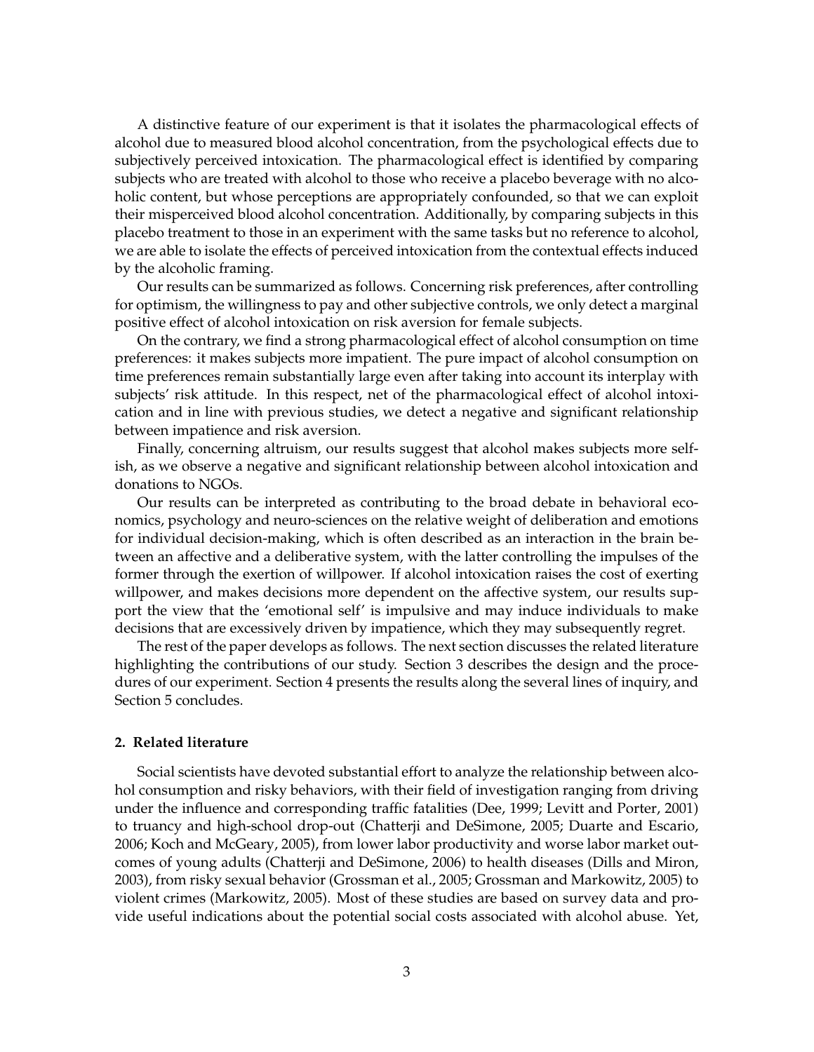A distinctive feature of our experiment is that it isolates the pharmacological effects of alcohol due to measured blood alcohol concentration, from the psychological effects due to subjectively perceived intoxication. The pharmacological effect is identified by comparing subjects who are treated with alcohol to those who receive a placebo beverage with no alcoholic content, but whose perceptions are appropriately confounded, so that we can exploit their misperceived blood alcohol concentration. Additionally, by comparing subjects in this placebo treatment to those in an experiment with the same tasks but no reference to alcohol, we are able to isolate the effects of perceived intoxication from the contextual effects induced by the alcoholic framing.

Our results can be summarized as follows. Concerning risk preferences, after controlling for optimism, the willingness to pay and other subjective controls, we only detect a marginal positive effect of alcohol intoxication on risk aversion for female subjects.

On the contrary, we find a strong pharmacological effect of alcohol consumption on time preferences: it makes subjects more impatient. The pure impact of alcohol consumption on time preferences remain substantially large even after taking into account its interplay with subjects' risk attitude. In this respect, net of the pharmacological effect of alcohol intoxication and in line with previous studies, we detect a negative and significant relationship between impatience and risk aversion.

Finally, concerning altruism, our results suggest that alcohol makes subjects more selfish, as we observe a negative and significant relationship between alcohol intoxication and donations to NGOs.

Our results can be interpreted as contributing to the broad debate in behavioral economics, psychology and neuro-sciences on the relative weight of deliberation and emotions for individual decision-making, which is often described as an interaction in the brain between an affective and a deliberative system, with the latter controlling the impulses of the former through the exertion of willpower. If alcohol intoxication raises the cost of exerting willpower, and makes decisions more dependent on the affective system, our results support the view that the 'emotional self' is impulsive and may induce individuals to make decisions that are excessively driven by impatience, which they may subsequently regret.

The rest of the paper develops as follows. The next section discusses the related literature highlighting the contributions of our study. Section 3 describes the design and the procedures of our experiment. Section 4 presents the results along the several lines of inquiry, and Section 5 concludes.

## 2. Related literature

Social scientists have devoted substantial effort to analyze the relationship between alcohol consumption and risky behaviors, with their field of investigation ranging from driving under the influence and corresponding traffic fatalities (Dee, 1999; Levitt and Porter, 2001) to truancy and high-school drop-out (Chatterji and DeSimone, 2005; Duarte and Escario, 2006; Koch and McGeary, 2005), from lower labor productivity and worse labor market outcomes of young adults (Chatterji and DeSimone, 2006) to health diseases (Dills and Miron, 2003), from risky sexual behavior (Grossman et al., 2005; Grossman and Markowitz, 2005) to violent crimes (Markowitz, 2005). Most of these studies are based on survey data and provide useful indications about the potential social costs associated with alcohol abuse. Yet,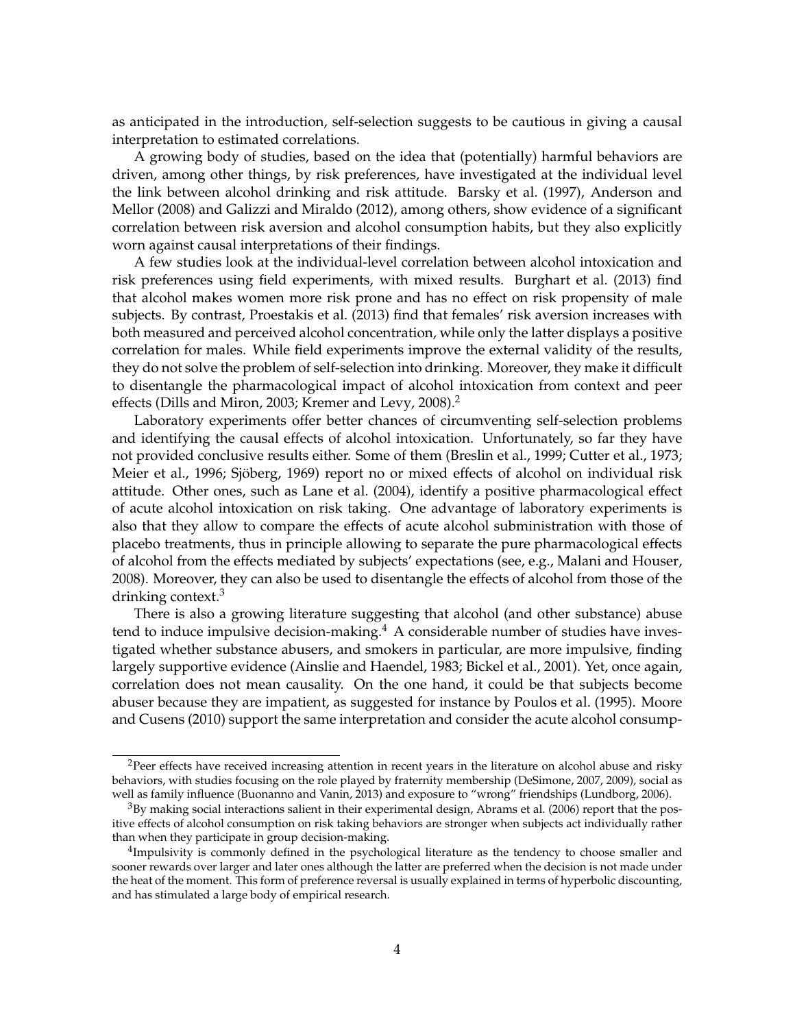as anticipated in the introduction, self-selection suggests to be cautious in giving a causal interpretation to estimated correlations.

A growing body of studies, based on the idea that (potentially) harmful behaviors are driven, among other things, by risk preferences, have investigated at the individual level the link between alcohol drinking and risk attitude. Barsky et al. (1997), Anderson and Mellor (2008) and Galizzi and Miraldo (2012), among others, show evidence of a significant correlation between risk aversion and alcohol consumption habits, but they also explicitly worn against causal interpretations of their findings.

A few studies look at the individual-level correlation between alcohol intoxication and risk preferences using field experiments, with mixed results. Burghart et al. (2013) find that alcohol makes women more risk prone and has no effect on risk propensity of male subjects. By contrast, Proestakis et al. (2013) find that females' risk aversion increases with both measured and perceived alcohol concentration, while only the latter displays a positive correlation for males. While field experiments improve the external validity of the results, they do not solve the problem of self-selection into drinking. Moreover, they make it difficult to disentangle the pharmacological impact of alcohol intoxication from context and peer effects (Dills and Miron, 2003; Kremer and Levy, 2008).[2]

Laboratory experiments offer better chances of circumventing self-selection problems and identifying the causal effects of alcohol intoxication. Unfortunately, so far they have not provided conclusive results either. Some of them (Breslin et al., 1999; Cutter et al., 1973; Meier et al., 1996; Sjöberg, 1969) report no or mixed effects of alcohol on individual risk attitude. Other ones, such as Lane et al. (2004), identify a positive pharmacological effect of acute alcohol intoxication on risk taking. One advantage of laboratory experiments is also that they allow to compare the effects of acute alcohol subministration with those of placebo treatments, thus in principle allowing to separate the pure pharmacological effects of alcohol from the effects mediated by subjects' expectations (see, e.g., Malani and Houser, 2008). Moreover, they can also be used to disentangle the effects of alcohol from those of the drinking context.[3]

There is also a growing literature suggesting that alcohol (and other substance) abuse tend to induce impulsive decision-making.[4] A considerable number of studies have investigated whether substance abusers, and smokers in particular, are more impulsive, finding largely supportive evidence (Ainslie and Haendel, 1983; Bickel et al., 2001). Yet, once again, correlation does not mean causality. On the one hand, it could be that subjects become abuser because they are impatient, as suggested for instance by Poulos et al. (1995). Moore and Cusens (2010) support the same interpretation and consider the acute alcohol consump-

[2] Peer effects have received increasing attention in recent years in the literature on alcohol abuse and risky behaviors, with studies focusing on the role played by fraternity membership (DeSimone, 2007, 2009), social as well as family influence (Buonanno and Vanin, 2013) and exposure to "wrong" friendships (Lundborg, 2006).

[3] By making social interactions salient in their experimental design, Abrams et al. (2006) report that the positive effects of alcohol consumption on risk taking behaviors are stronger when subjects act individually rather than when they participate in group decision-making.

[4] Impulsivity is commonly defined in the psychological literature as the tendency to choose smaller and sooner rewards over larger and later ones although the latter are preferred when the decision is not made under the heat of the moment. This form of preference reversal is usually explained in terms of hyperbolic discounting, and has stimulated a large body of empirical research.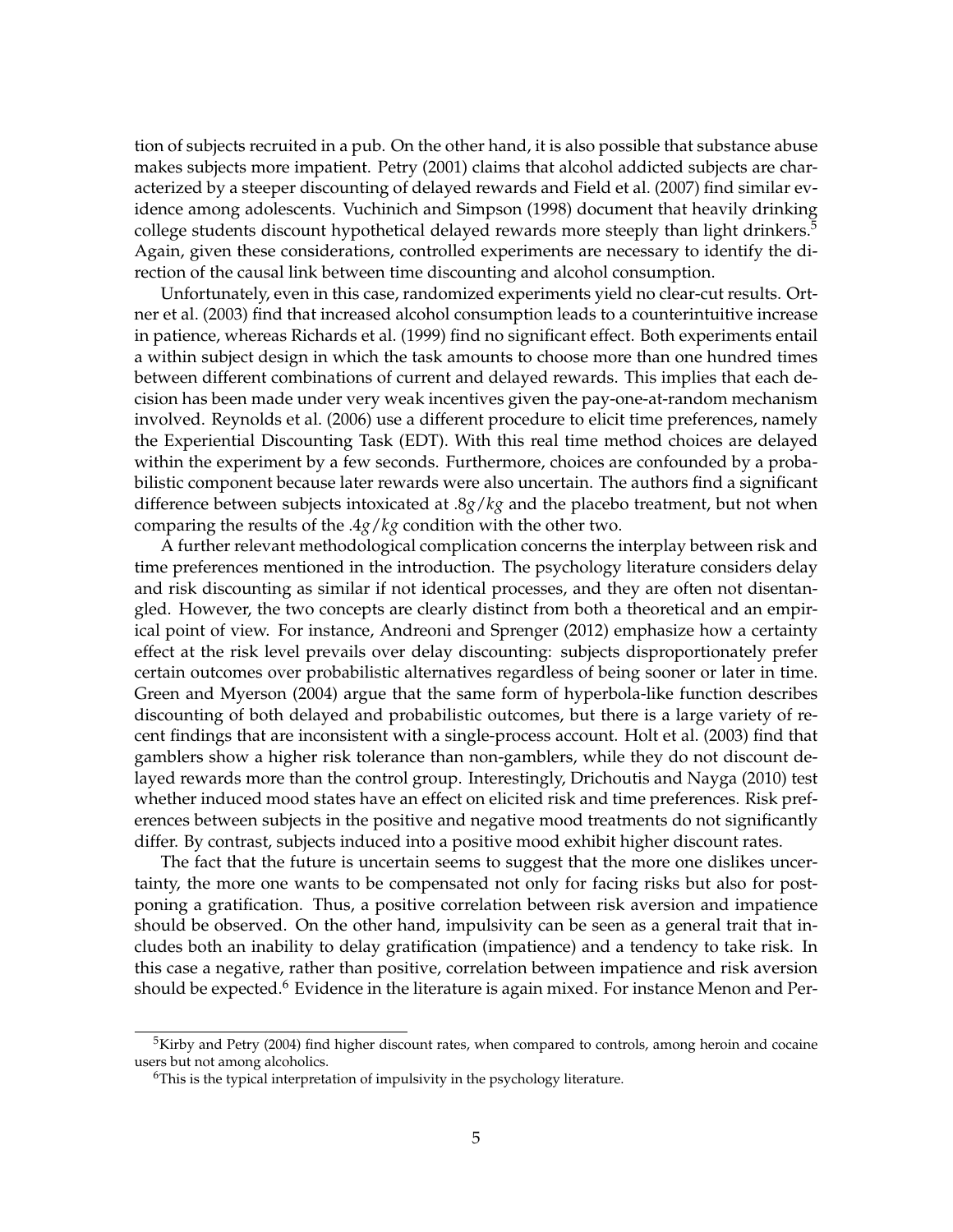tion of subjects recruited in a pub. On the other hand, it is also possible that substance abuse makes subjects more impatient. Petry (2001) claims that alcohol addicted subjects are characterized by a steeper discounting of delayed rewards and Field et al. (2007) find similar evidence among adolescents. Vuchinich and Simpson (1998) document that heavily drinking college students discount hypothetical delayed rewards more steeply than light drinkers.[5] Again, given these considerations, controlled experiments are necessary to identify the direction of the causal link between time discounting and alcohol consumption.

Unfortunately, even in this case, randomized experiments yield no clear-cut results. Ortner et al. (2003) find that increased alcohol consumption leads to a counterintuitive increase in patience, whereas Richards et al. (1999) find no significant effect. Both experiments entail a within subject design in which the task amounts to choose more than one hundred times between different combinations of current and delayed rewards. This implies that each decision has been made under very weak incentives given the pay-one-at-random mechanism involved. Reynolds et al. (2006) use a different procedure to elicit time preferences, namely the Experiential Discounting Task (EDT). With this real time method choices are delayed within the experiment by a few seconds. Furthermore, choices are confounded by a probabilistic component because later rewards were also uncertain. The authors find a significant difference between subjects intoxicated at $.8g/kg$ and the placebo treatment, but not when comparing the results of the $.4g/kg$ condition with the other two.

A further relevant methodological complication concerns the interplay between risk and time preferences mentioned in the introduction. The psychology literature considers delay and risk discounting as similar if not identical processes, and they are often not disentangled. However, the two concepts are clearly distinct from both a theoretical and an empirical point of view. For instance, Andreoni and Sprenger (2012) emphasize how a certainty effect at the risk level prevails over delay discounting: subjects disproportionately prefer certain outcomes over probabilistic alternatives regardless of being sooner or later in time. Green and Myerson (2004) argue that the same form of hyperbola-like function describes discounting of both delayed and probabilistic outcomes, but there is a large variety of recent findings that are inconsistent with a single-process account. Holt et al. (2003) find that gamblers show a higher risk tolerance than non-gamblers, while they do not discount delayed rewards more than the control group. Interestingly, Drichoutis and Nayga (2010) test whether induced mood states have an effect on elicited risk and time preferences. Risk preferences between subjects in the positive and negative mood treatments do not significantly differ. By contrast, subjects induced into a positive mood exhibit higher discount rates.

The fact that the future is uncertain seems to suggest that the more one dislikes uncertainty, the more one wants to be compensated not only for facing risks but also for postponing a gratification. Thus, a positive correlation between risk aversion and impatience should be observed. On the other hand, impulsivity can be seen as a general trait that includes both an inability to delay gratification (impatience) and a tendency to take risk. In this case a negative, rather than positive, correlation between impatience and risk aversion should be expected.[6] Evidence in the literature is again mixed. For instance Menon and Per-

[5] Kirby and Petry (2004) find higher discount rates, when compared to controls, among heroin and cocaine users but not among alcoholics.

[6] This is the typical interpretation of impulsivity in the psychology literature.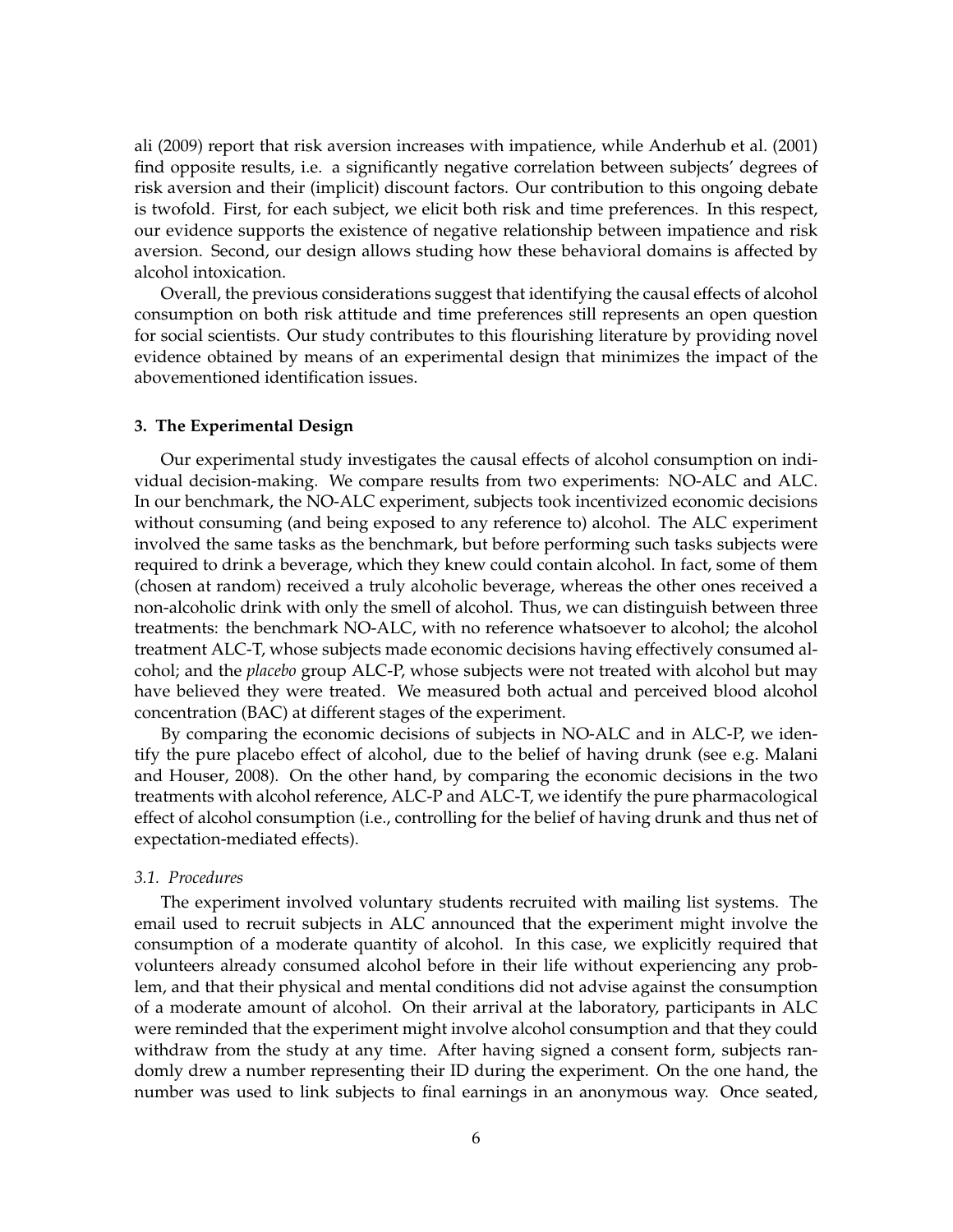ali (2009) report that risk aversion increases with impatience, while Anderhub et al. (2001) find opposite results, i.e. a significantly negative correlation between subjects' degrees of risk aversion and their (implicit) discount factors. Our contribution to this ongoing debate is twofold. First, for each subject, we elicit both risk and time preferences. In this respect, our evidence supports the existence of negative relationship between impatience and risk aversion. Second, our design allows studing how these behavioral domains is affected by alcohol intoxication.

Overall, the previous considerations suggest that identifying the causal effects of alcohol consumption on both risk attitude and time preferences still represents an open question for social scientists. Our study contributes to this flourishing literature by providing novel evidence obtained by means of an experimental design that minimizes the impact of the abovementioned identification issues.

### 3. The Experimental Design

Our experimental study investigates the causal effects of alcohol consumption on individual decision-making. We compare results from two experiments: NO-ALC and ALC. In our benchmark, the NO-ALC experiment, subjects took incentivized economic decisions without consuming (and being exposed to any reference to) alcohol. The ALC experiment involved the same tasks as the benchmark, but before performing such tasks subjects were required to drink a beverage, which they knew could contain alcohol. In fact, some of them (chosen at random) received a truly alcoholic beverage, whereas the other ones received a non-alcoholic drink with only the smell of alcohol. Thus, we can distinguish between three treatments: the benchmark NO-ALC, with no reference whatsoever to alcohol; the alcohol treatment ALC-T, whose subjects made economic decisions having effectively consumed alcohol; and the *placebo* group ALC-P, whose subjects were not treated with alcohol but may have believed they were treated. We measured both actual and perceived blood alcohol concentration (BAC) at different stages of the experiment.

By comparing the economic decisions of subjects in NO-ALC and in ALC-P, we identify the pure placebo effect of alcohol, due to the belief of having drunk (see e.g. Malani and Houser, 2008). On the other hand, by comparing the economic decisions in the two treatments with alcohol reference, ALC-P and ALC-T, we identify the pure pharmacological effect of alcohol consumption (i.e., controlling for the belief of having drunk and thus net of expectation-mediated effects).

#### *3.1. Procedures*

The experiment involved voluntary students recruited with mailing list systems. The email used to recruit subjects in ALC announced that the experiment might involve the consumption of a moderate quantity of alcohol. In this case, we explicitly required that volunteers already consumed alcohol before in their life without experiencing any problem, and that their physical and mental conditions did not advise against the consumption of a moderate amount of alcohol. On their arrival at the laboratory, participants in ALC were reminded that the experiment might involve alcohol consumption and that they could withdraw from the study at any time. After having signed a consent form, subjects randomly drew a number representing their ID during the experiment. On the one hand, the number was used to link subjects to final earnings in an anonymous way. Once seated,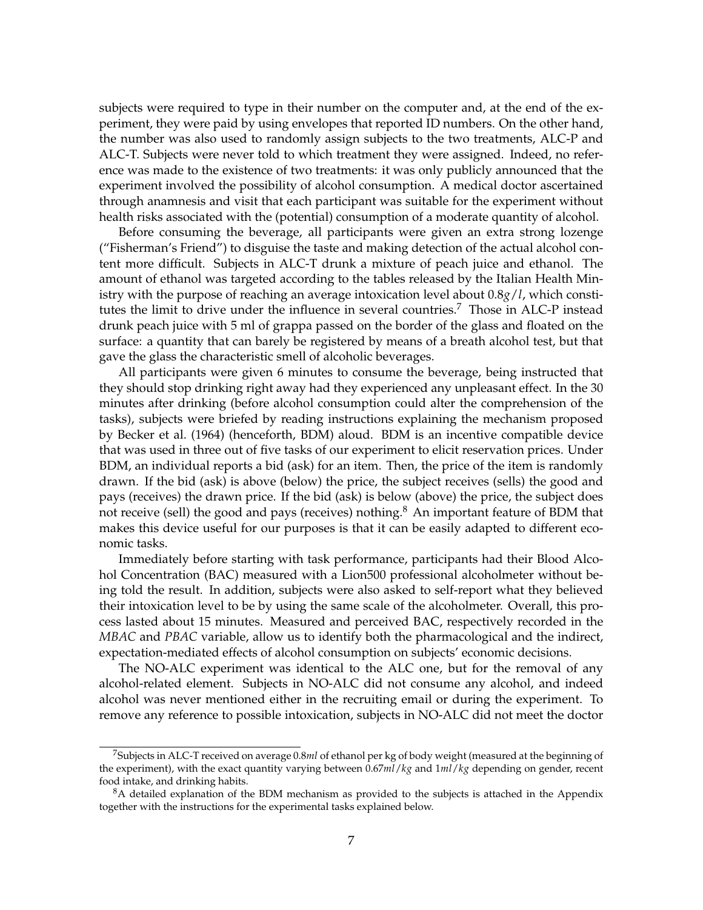subjects were required to type in their number on the computer and, at the end of the experiment, they were paid by using envelopes that reported ID numbers. On the other hand, the number was also used to randomly assign subjects to the two treatments, ALC-P and ALC-T. Subjects were never told to which treatment they were assigned. Indeed, no reference was made to the existence of two treatments: it was only publicly announced that the experiment involved the possibility of alcohol consumption. A medical doctor ascertained through anamnesis and visit that each participant was suitable for the experiment without health risks associated with the (potential) consumption of a moderate quantity of alcohol.

Before consuming the beverage, all participants were given an extra strong lozenge ("Fisherman's Friend") to disguise the taste and making detection of the actual alcohol content more difficult. Subjects in ALC-T drunk a mixture of peach juice and ethanol. The amount of ethanol was targeted according to the tables released by the Italian Health Ministry with the purpose of reaching an average intoxication level about $0.8g/l$, which constitutes the limit to drive under the influence in several countries.[7] Those in ALC-P instead drunk peach juice with 5 ml of grappa passed on the border of the glass and floated on the surface: a quantity that can barely be registered by means of a breath alcohol test, but that gave the glass the characteristic smell of alcoholic beverages.

All participants were given 6 minutes to consume the beverage, being instructed that they should stop drinking right away had they experienced any unpleasant effect. In the 30 minutes after drinking (before alcohol consumption could alter the comprehension of the tasks), subjects were briefed by reading instructions explaining the mechanism proposed by Becker et al. (1964) (henceforth, BDM) aloud. BDM is an incentive compatible device that was used in three out of five tasks of our experiment to elicit reservation prices. Under BDM, an individual reports a bid (ask) for an item. Then, the price of the item is randomly drawn. If the bid (ask) is above (below) the price, the subject receives (sells) the good and pays (receives) the drawn price. If the bid (ask) is below (above) the price, the subject does not receive (sell) the good and pays (receives) nothing.[8] An important feature of BDM that makes this device useful for our purposes is that it can be easily adapted to different economic tasks.

Immediately before starting with task performance, participants had their Blood Alcohol Concentration (BAC) measured with a Lion500 professional alcoholmeter without being told the result. In addition, subjects were also asked to self-report what they believed their intoxication level to be by using the same scale of the alcoholmeter. Overall, this process lasted about 15 minutes. Measured and perceived BAC, respectively recorded in the *MBAC* and *PBAC* variable, allow us to identify both the pharmacological and the indirect, expectation-mediated effects of alcohol consumption on subjects' economic decisions.

The NO-ALC experiment was identical to the ALC one, but for the removal of any alcohol-related element. Subjects in NO-ALC did not consume any alcohol, and indeed alcohol was never mentioned either in the recruiting email or during the experiment. To remove any reference to possible intoxication, subjects in NO-ALC did not meet the doctor

[7] Subjects in ALC-T received on average $0.8ml$ of ethanol per kg of body weight (measured at the beginning of the experiment), with the exact quantity varying between $0.67ml/kg$ and $1ml/kg$ depending on gender, recent food intake, and drinking habits.

[8] A detailed explanation of the BDM mechanism as provided to the subjects is attached in the Appendix together with the instructions for the experimental tasks explained below.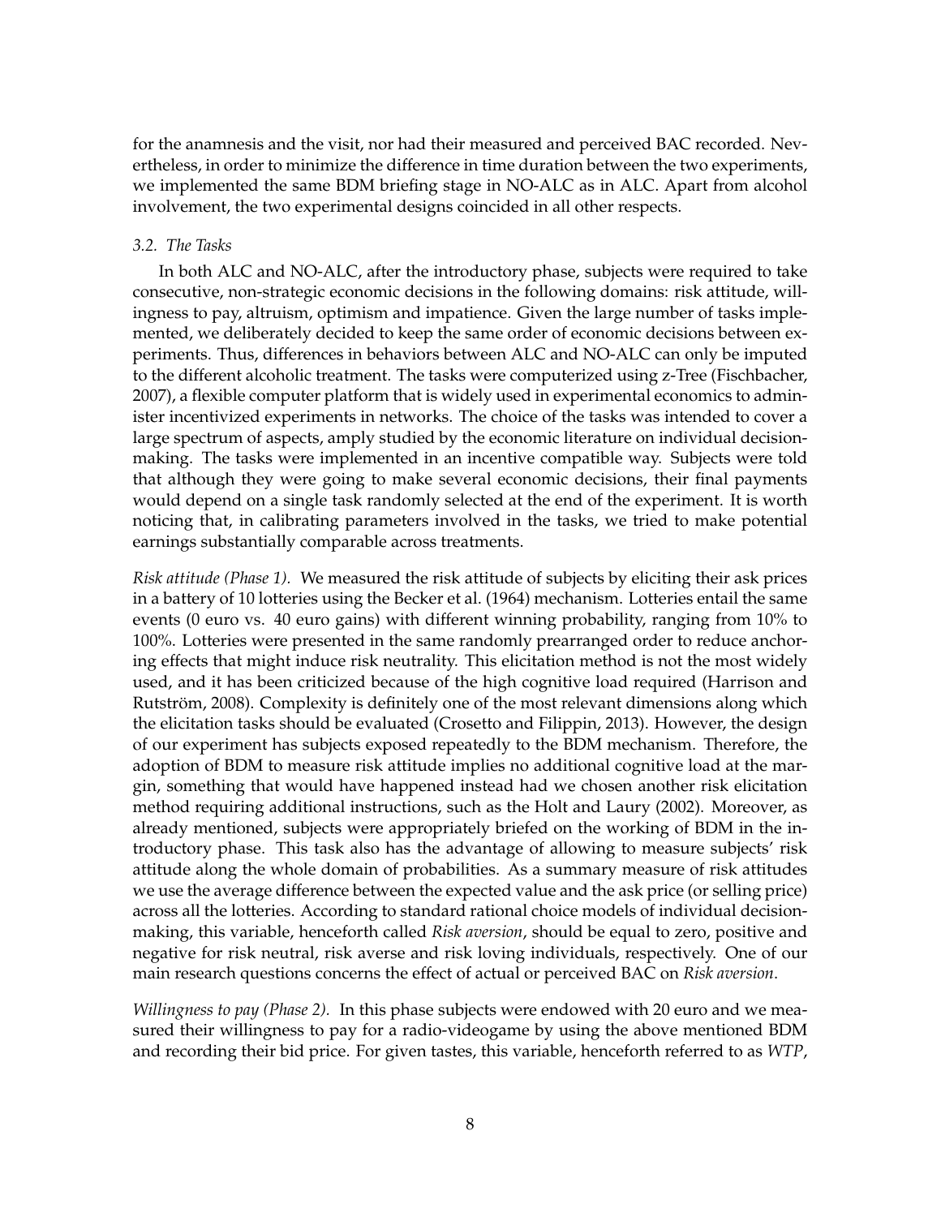for the anamnesis and the visit, nor had their measured and perceived BAC recorded. Nevertheless, in order to minimize the difference in time duration between the two experiments, we implemented the same BDM briefing stage in NO-ALC as in ALC. Apart from alcohol involvement, the two experimental designs coincided in all other respects.

### *3.2. The Tasks*

In both ALC and NO-ALC, after the introductory phase, subjects were required to take consecutive, non-strategic economic decisions in the following domains: risk attitude, willingness to pay, altruism, optimism and impatience. Given the large number of tasks implemented, we deliberately decided to keep the same order of economic decisions between experiments. Thus, differences in behaviors between ALC and NO-ALC can only be imputed to the different alcoholic treatment. The tasks were computerized using z-Tree (Fischbacher, 2007), a flexible computer platform that is widely used in experimental economics to administer incentivized experiments in networks. The choice of the tasks was intended to cover a large spectrum of aspects, amply studied by the economic literature on individual decision-making. The tasks were implemented in an incentive compatible way. Subjects were told that although they were going to make several economic decisions, their final payments would depend on a single task randomly selected at the end of the experiment. It is worth noticing that, in calibrating parameters involved in the tasks, we tried to make potential earnings substantially comparable across treatments.

*Risk attitude (Phase 1).* We measured the risk attitude of subjects by eliciting their ask prices in a battery of 10 lotteries using the Becker et al. (1964) mechanism. Lotteries entail the same events (0 euro vs. 40 euro gains) with different winning probability, ranging from 10% to 100%. Lotteries were presented in the same randomly prearranged order to reduce anchoring effects that might induce risk neutrality. This elicitation method is not the most widely used, and it has been criticized because of the high cognitive load required (Harrison and Rutström, 2008). Complexity is definitely one of the most relevant dimensions along which the elicitation tasks should be evaluated (Crosetto and Filippin, 2013). However, the design of our experiment has subjects exposed repeatedly to the BDM mechanism. Therefore, the adoption of BDM to measure risk attitude implies no additional cognitive load at the margin, something that would have happened instead had we chosen another risk elicitation method requiring additional instructions, such as the Holt and Laury (2002). Moreover, as already mentioned, subjects were appropriately briefed on the working of BDM in the introductory phase. This task also has the advantage of allowing to measure subjects' risk attitude along the whole domain of probabilities. As a summary measure of risk attitudes we use the average difference between the expected value and the ask price (or selling price) across all the lotteries. According to standard rational choice models of individual decision-making, this variable, henceforth called *Risk aversion*, should be equal to zero, positive and negative for risk neutral, risk averse and risk loving individuals, respectively. One of our main research questions concerns the effect of actual or perceived BAC on *Risk aversion*.

*Willingness to pay (Phase 2).* In this phase subjects were endowed with 20 euro and we measured their willingness to pay for a radio-videogame by using the above mentioned BDM and recording their bid price. For given tastes, this variable, henceforth referred to as *WTP*,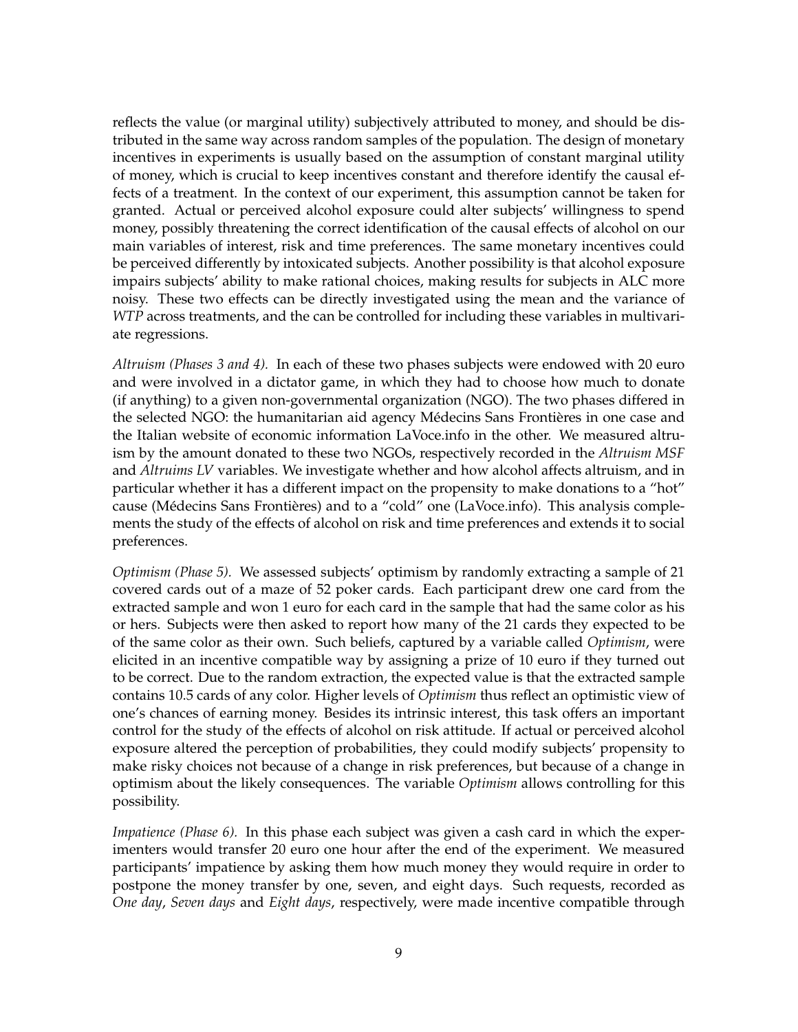reflects the value (or marginal utility) subjectively attributed to money, and should be distributed in the same way across random samples of the population. The design of monetary incentives in experiments is usually based on the assumption of constant marginal utility of money, which is crucial to keep incentives constant and therefore identify the causal effects of a treatment. In the context of our experiment, this assumption cannot be taken for granted. Actual or perceived alcohol exposure could alter subjects' willingness to spend money, possibly threatening the correct identification of the causal effects of alcohol on our main variables of interest, risk and time preferences. The same monetary incentives could be perceived differently by intoxicated subjects. Another possibility is that alcohol exposure impairs subjects' ability to make rational choices, making results for subjects in ALC more noisy. These two effects can be directly investigated using the mean and the variance of *WTP* across treatments, and the can be controlled for including these variables in multivariate regressions.

*Altruism (Phases 3 and 4).* In each of these two phases subjects were endowed with 20 euro and were involved in a dictator game, in which they had to choose how much to donate (if anything) to a given non-governmental organization (NGO). The two phases differed in the selected NGO: the humanitarian aid agency Médecins Sans Frontières in one case and the Italian website of economic information LaVoce.info in the other. We measured altruism by the amount donated to these two NGOs, respectively recorded in the *Altruism MSF* and *Altruims LV* variables. We investigate whether and how alcohol affects altruism, and in particular whether it has a different impact on the propensity to make donations to a "hot" cause (Médecins Sans Frontières) and to a "cold" one (LaVoce.info). This analysis complements the study of the effects of alcohol on risk and time preferences and extends it to social preferences.

*Optimism (Phase 5).* We assessed subjects' optimism by randomly extracting a sample of 21 covered cards out of a maze of 52 poker cards. Each participant drew one card from the extracted sample and won 1 euro for each card in the sample that had the same color as his or hers. Subjects were then asked to report how many of the 21 cards they expected to be of the same color as their own. Such beliefs, captured by a variable called *Optimism*, were elicited in an incentive compatible way by assigning a prize of 10 euro if they turned out to be correct. Due to the random extraction, the expected value is that the extracted sample contains 10.5 cards of any color. Higher levels of *Optimism* thus reflect an optimistic view of one's chances of earning money. Besides its intrinsic interest, this task offers an important control for the study of the effects of alcohol on risk attitude. If actual or perceived alcohol exposure altered the perception of probabilities, they could modify subjects' propensity to make risky choices not because of a change in risk preferences, but because of a change in optimism about the likely consequences. The variable *Optimism* allows controlling for this possibility.

*Impatience (Phase 6).* In this phase each subject was given a cash card in which the experimenters would transfer 20 euro one hour after the end of the experiment. We measured participants' impatience by asking them how much money they would require in order to postpone the money transfer by one, seven, and eight days. Such requests, recorded as *One day*, *Seven days* and *Eight days*, respectively, were made incentive compatible through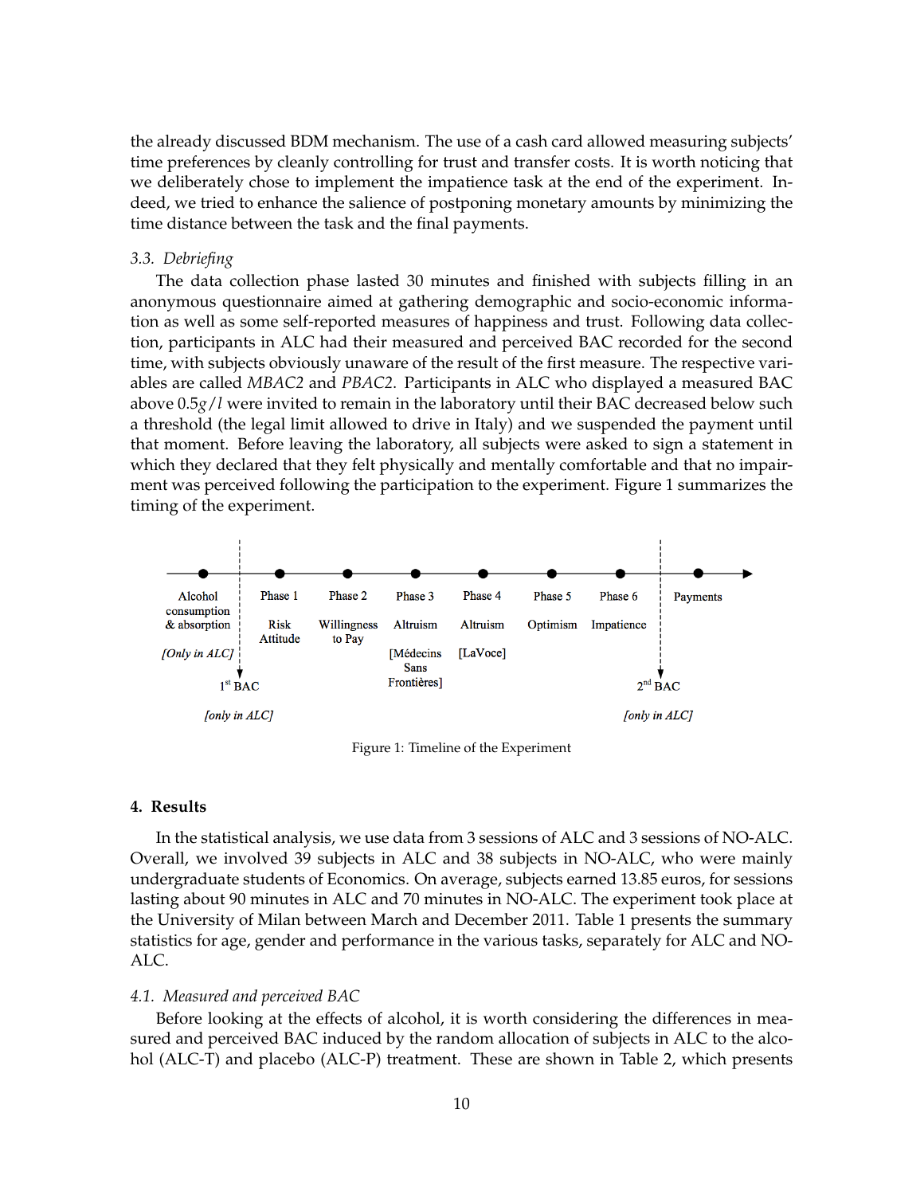the already discussed BDM mechanism. The use of a cash card allowed measuring subjects' time preferences by cleanly controlling for trust and transfer costs. It is worth noticing that we deliberately chose to implement the impatience task at the end of the experiment. Indeed, we tried to enhance the salience of postponing monetary amounts by minimizing the time distance between the task and the final payments.

### 3.3. *Debriefing*

The data collection phase lasted 30 minutes and finished with subjects filling in an anonymous questionnaire aimed at gathering demographic and socio-economic information as well as some self-reported measures of happiness and trust. Following data collection, participants in ALC had their measured and perceived BAC recorded for the second time, with subjects obviously unaware of the result of the first measure. The respective variables are called *MBAC2* and *PBAC2*. Participants in ALC who displayed a measured BAC above $0.5g/l$ were invited to remain in the laboratory until their BAC decreased below such a threshold (the legal limit allowed to drive in Italy) and we suspended the payment until that moment. Before leaving the laboratory, all subjects were asked to sign a statement in which they declared that they felt physically and mentally comfortable and that no impairment was perceived following the participation to the experiment. Figure 1 summarizes the timing of the experiment.

Alcohol consumption & absorption *[Only in ALC]* → 1st BAC *[only in ALC]* → Phase 1: Risk Attitude → Phase 2: Willingness to Pay → Phase 3: Altruism [Médecins Sans Frontières] → Phase 4: Altruism [LaVoce] → Phase 5: Optimism → Phase 6: Impatience → 2nd BAC *[only in ALC]* → Payments

Figure 1: Timeline of the Experiment

## 4. Results

In the statistical analysis, we use data from 3 sessions of ALC and 3 sessions of NO-ALC. Overall, we involved 39 subjects in ALC and 38 subjects in NO-ALC, who were mainly undergraduate students of Economics. On average, subjects earned 13.85 euros, for sessions lasting about 90 minutes in ALC and 70 minutes in NO-ALC. The experiment took place at the University of Milan between March and December 2011. Table 1 presents the summary statistics for age, gender and performance in the various tasks, separately for ALC and NO-ALC.

### 4.1. *Measured and perceived BAC*

Before looking at the effects of alcohol, it is worth considering the differences in measured and perceived BAC induced by the random allocation of subjects in ALC to the alcohol (ALC-T) and placebo (ALC-P) treatment. These are shown in Table 2, which presents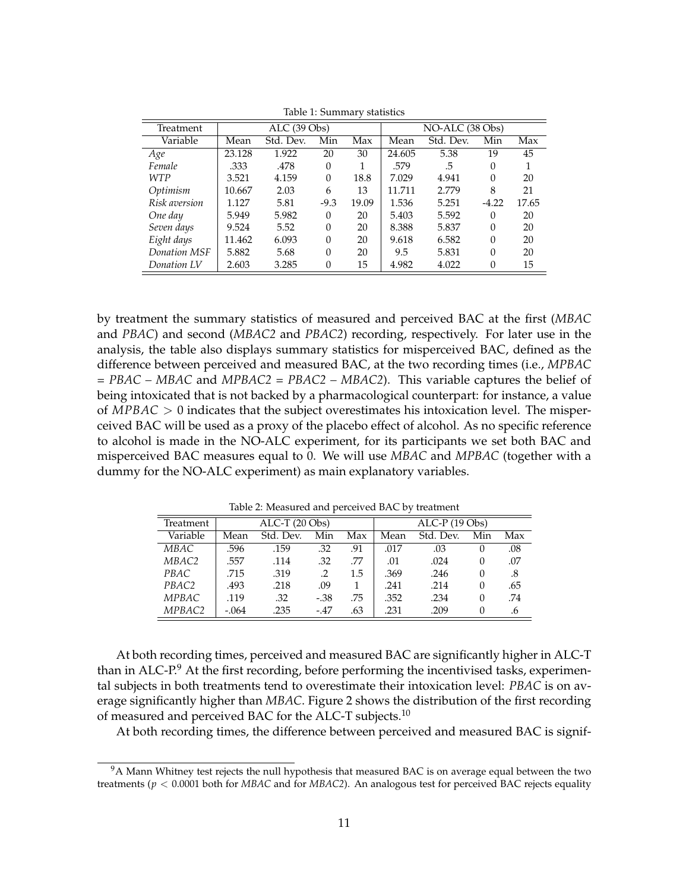Table 1: Summary statistics

| Treatment | ALC (39 Obs) | | | | NO-ALC (38 Obs) | | | |
|---|---|---|---|---|---|---|---|---|
| Variable | Mean | Std. Dev. | Min | Max | Mean | Std. Dev. | Min | Max |
| *Age* | 23.128 | 1.922 | 20 | 30 | 24.605 | 5.38 | 19 | 45 |
| *Female* | .333 | .478 | 0 | 1 | .579 | .5 | 0 | 1 |
| *WTP* | 3.521 | 4.159 | 0 | 18.8 | 7.029 | 4.941 | 0 | 20 |
| *Optimism* | 10.667 | 2.03 | 6 | 13 | 11.711 | 2.779 | 8 | 21 |
| *Risk aversion* | 1.127 | 5.81 | -9.3 | 19.09 | 1.536 | 5.251 | -4.22 | 17.65 |
| *One day* | 5.949 | 5.982 | 0 | 20 | 5.403 | 5.592 | 0 | 20 |
| *Seven days* | 9.524 | 5.52 | 0 | 20 | 8.388 | 5.837 | 0 | 20 |
| *Eight days* | 11.462 | 6.093 | 0 | 20 | 9.618 | 6.582 | 0 | 20 |
| *Donation MSF* | 5.882 | 5.68 | 0 | 20 | 9.5 | 5.831 | 0 | 20 |
| *Donation LV* | 2.603 | 3.285 | 0 | 15 | 4.982 | 4.022 | 0 | 15 |

by treatment the summary statistics of measured and perceived BAC at the first (*MBAC* and *PBAC*) and second (*MBAC2* and *PBAC2*) recording, respectively. For later use in the analysis, the table also displays summary statistics for misperceived BAC, defined as the difference between perceived and measured BAC, at the two recording times (i.e., *MPBAC* = *PBAC* − *MBAC* and *MPBAC2* = *PBAC2* − *MBAC2*). This variable captures the belief of being intoxicated that is not backed by a pharmacological counterpart: for instance, a value of $MPBAC > 0$ indicates that the subject overestimates his intoxication level. The misperceived BAC will be used as a proxy of the placebo effect of alcohol. As no specific reference to alcohol is made in the NO-ALC experiment, for its participants we set both BAC and misperceived BAC measures equal to 0. We will use *MBAC* and *MPBAC* (together with a dummy for the NO-ALC experiment) as main explanatory variables.

Table 2: Measured and perceived BAC by treatment

| Treatment | ALC-T (20 Obs) | | | | ALC-P (19 Obs) | | | |
|---|---|---|---|---|---|---|---|---|
| Variable | Mean | Std. Dev. | Min | Max | Mean | Std. Dev. | Min | Max |
| *MBAC* | .596 | .159 | .32 | .91 | .017 | .03 | 0 | .08 |
| *MBAC2* | .557 | .114 | .32 | .77 | .01 | .024 | 0 | .07 |
| *PBAC* | .715 | .319 | .2 | 1.5 | .369 | .246 | 0 | .8 |
| *PBAC2* | .493 | .218 | .09 | 1 | .241 | .214 | 0 | .65 |
| *MPBAC* | .119 | .32 | -.38 | .75 | .352 | .234 | 0 | .74 |
| *MPBAC2* | -.064 | .235 | -.47 | .63 | .231 | .209 | 0 | .6 |

At both recording times, perceived and measured BAC are significantly higher in ALC-T than in ALC-P.[9] At the first recording, before performing the incentivised tasks, experimental subjects in both treatments tend to overestimate their intoxication level: *PBAC* is on average significantly higher than *MBAC*. Figure 2 shows the distribution of the first recording of measured and perceived BAC for the ALC-T subjects.[10]

At both recording times, the difference between perceived and measured BAC is signif-

[9] A Mann Whitney test rejects the null hypothesis that measured BAC is on average equal between the two treatments ($p < 0.0001$ both for *MBAC* and for *MBAC2*). An analogous test for perceived BAC rejects equality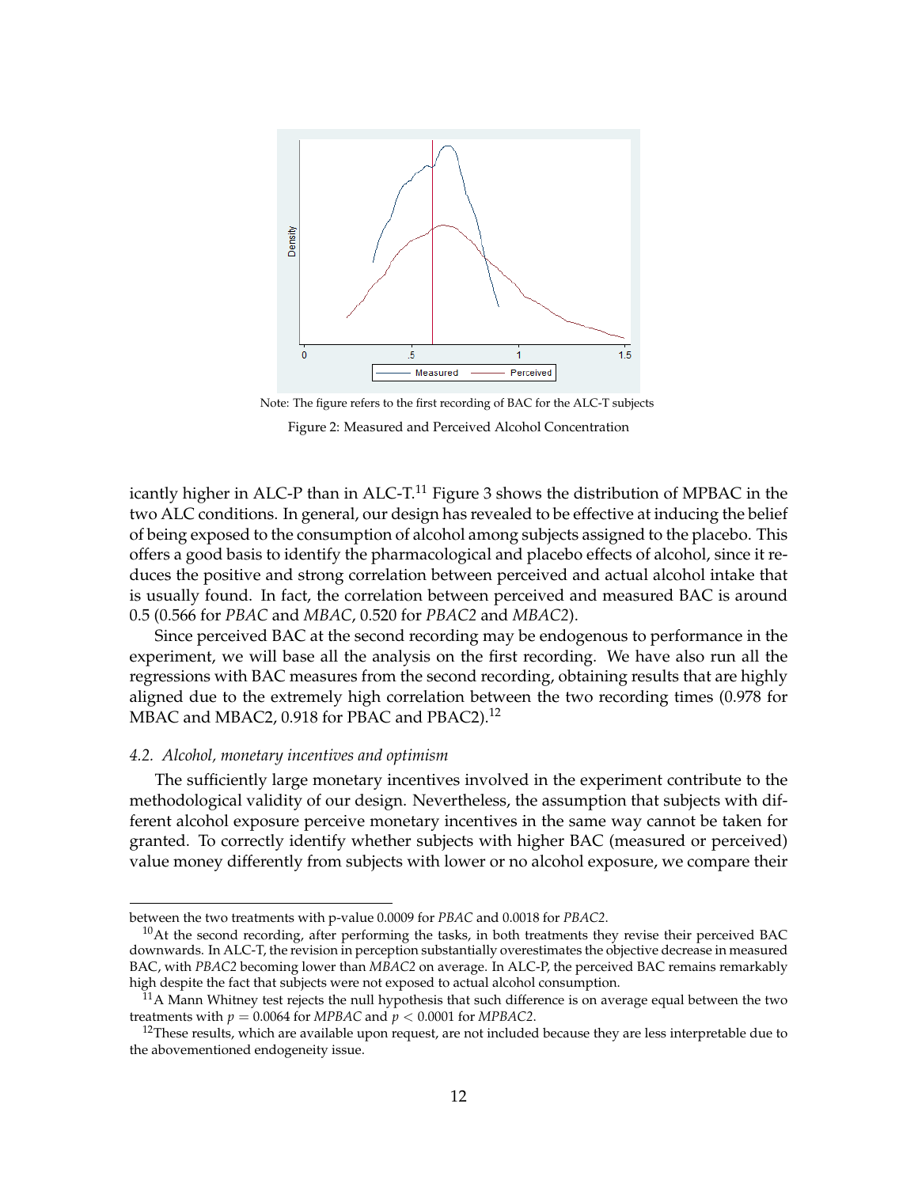Note: The figure refers to the first recording of BAC for the ALC-T subjects

Figure 2: Measured and Perceived Alcohol Concentration

icantly higher in ALC-P than in ALC-T.[11] Figure 3 shows the distribution of MPBAC in the two ALC conditions. In general, our design has revealed to be effective at inducing the belief of being exposed to the consumption of alcohol among subjects assigned to the placebo. This offers a good basis to identify the pharmacological and placebo effects of alcohol, since it reduces the positive and strong correlation between perceived and actual alcohol intake that is usually found. In fact, the correlation between perceived and measured BAC is around 0.5 (0.566 for *PBAC* and *MBAC*, 0.520 for *PBAC2* and *MBAC2*).

Since perceived BAC at the second recording may be endogenous to performance in the experiment, we will base all the analysis on the first recording. We have also run all the regressions with BAC measures from the second recording, obtaining results that are highly aligned due to the extremely high correlation between the two recording times (0.978 for MBAC and MBAC2, 0.918 for PBAC and PBAC2).[12]

### *4.2. Alcohol, monetary incentives and optimism*

The sufficiently large monetary incentives involved in the experiment contribute to the methodological validity of our design. Nevertheless, the assumption that subjects with different alcohol exposure perceive monetary incentives in the same way cannot be taken for granted. To correctly identify whether subjects with higher BAC (measured or perceived) value money differently from subjects with lower or no alcohol exposure, we compare their

---

between the two treatments with p-value 0.0009 for *PBAC* and 0.0018 for *PBAC2*.

[10] At the second recording, after performing the tasks, in both treatments they revise their perceived BAC downwards. In ALC-T, the revision in perception substantially overestimates the objective decrease in measured BAC, with *PBAC2* becoming lower than *MBAC2* on average. In ALC-P, the perceived BAC remains remarkably high despite the fact that subjects were not exposed to actual alcohol consumption.

[11] A Mann Whitney test rejects the null hypothesis that such difference is on average equal between the two treatments with $p = 0.0064$ for *MPBAC* and $p < 0.0001$ for *MPBAC2*.

[12] These results, which are available upon request, are not included because they are less interpretable due to the abovementioned endogeneity issue.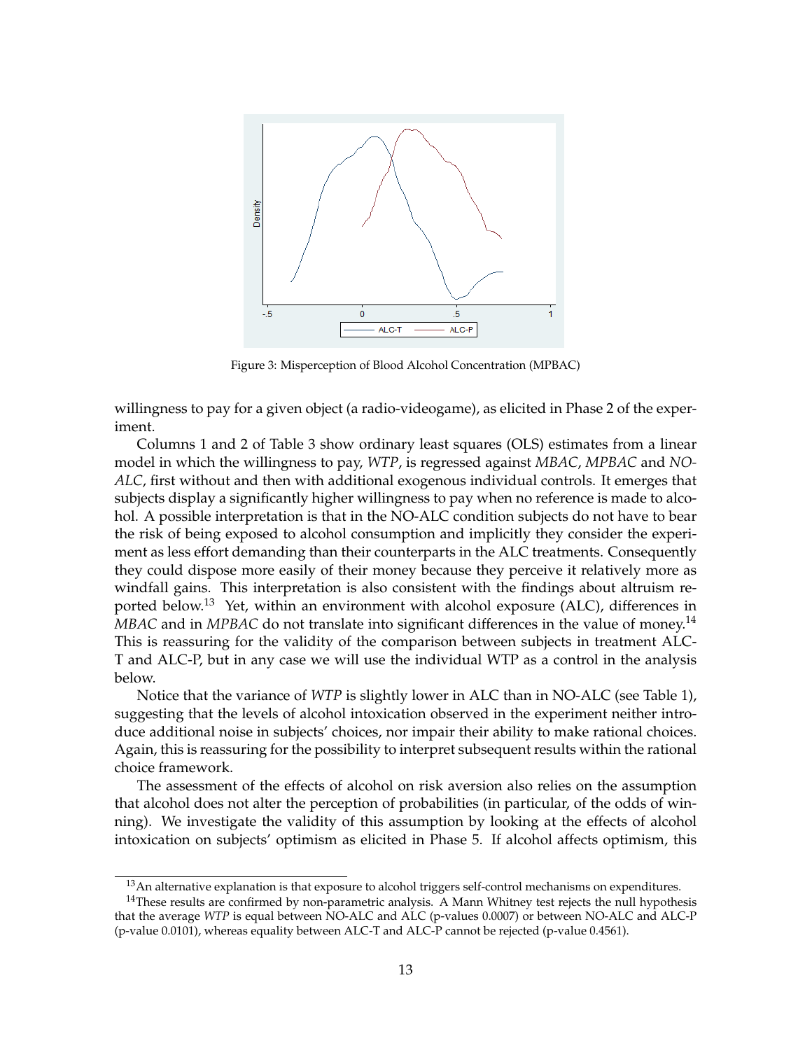Figure 3: Misperception of Blood Alcohol Concentration (MPBAC)

willingness to pay for a given object (a radio-videogame), as elicited in Phase 2 of the experiment.

Columns 1 and 2 of Table 3 show ordinary least squares (OLS) estimates from a linear model in which the willingness to pay, *WTP*, is regressed against *MBAC*, *MPBAC* and *NO-ALC*, first without and then with additional exogenous individual controls. It emerges that subjects display a significantly higher willingness to pay when no reference is made to alcohol. A possible interpretation is that in the NO-ALC condition subjects do not have to bear the risk of being exposed to alcohol consumption and implicitly they consider the experiment as less effort demanding than their counterparts in the ALC treatments. Consequently they could dispose more easily of their money because they perceive it relatively more as windfall gains. This interpretation is also consistent with the findings about altruism reported below.[13] Yet, within an environment with alcohol exposure (ALC), differences in *MBAC* and in *MPBAC* do not translate into significant differences in the value of money.[14] This is reassuring for the validity of the comparison between subjects in treatment ALC-T and ALC-P, but in any case we will use the individual WTP as a control in the analysis below.

Notice that the variance of *WTP* is slightly lower in ALC than in NO-ALC (see Table 1), suggesting that the levels of alcohol intoxication observed in the experiment neither introduce additional noise in subjects' choices, nor impair their ability to make rational choices. Again, this is reassuring for the possibility to interpret subsequent results within the rational choice framework.

The assessment of the effects of alcohol on risk aversion also relies on the assumption that alcohol does not alter the perception of probabilities (in particular, of the odds of winning). We investigate the validity of this assumption by looking at the effects of alcohol intoxication on subjects' optimism as elicited in Phase 5. If alcohol affects optimism, this

[13] An alternative explanation is that exposure to alcohol triggers self-control mechanisms on expenditures.

[14] These results are confirmed by non-parametric analysis. A Mann Whitney test rejects the null hypothesis that the average *WTP* is equal between NO-ALC and ALC (p-values 0.0007) or between NO-ALC and ALC-P (p-value 0.0101), whereas equality between ALC-T and ALC-P cannot be rejected (p-value 0.4561).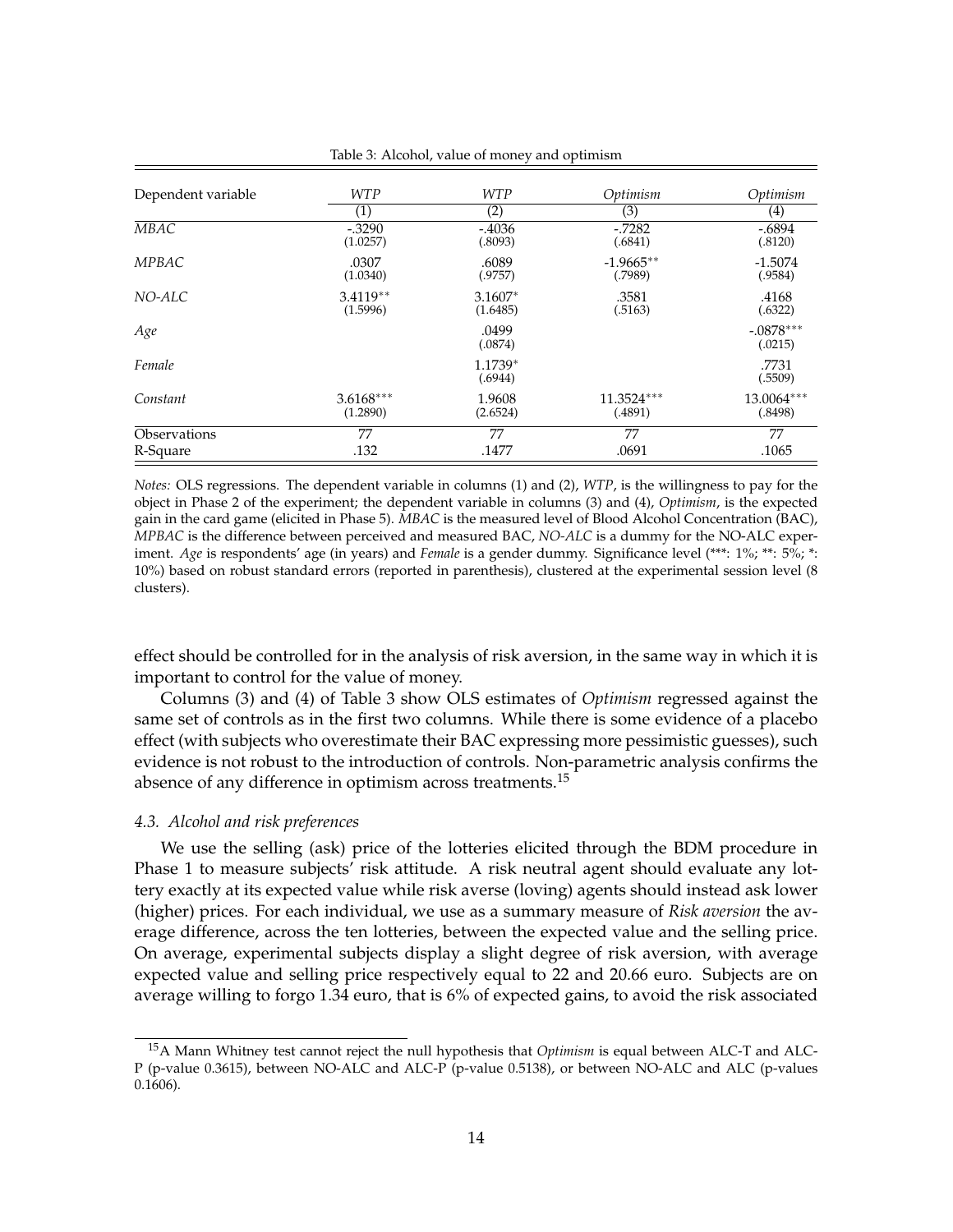Table 3: Alcohol, value of money and optimism

| Dependent variable | *WTP* | *WTP* | *Optimism* | *Optimism* |
|---|---|---|---|---|
| | (1) | (2) | (3) | (4) |
| *MBAC* | -.3290<br>(1.0257) | -.4036<br>(.8093) | -.7282<br>(.6841) | -.6894<br>(.8120) |
| *MPBAC* | .0307<br>(1.0340) | .6089<br>(.9757) | -1.9665**<br>(.7989) | -1.5074<br>(.9584) |
| *NO-ALC* | 3.4119**<br>(1.5996) | 3.1607*<br>(1.6485) | .3581<br>(.5163) | .4168<br>(.6322) |
| *Age* | | .0499<br>(.0874) | | -.0878***<br>(.0215) |
| *Female* | | 1.1739*<br>(.6944) | | .7731<br>(.5509) |
| *Constant* | 3.6168***<br>(1.2890) | 1.9608<br>(2.6524) | 11.3524***<br>(.4891) | 13.0064***<br>(.8498) |
| Observations | 77 | 77 | 77 | 77 |
| R-Square | .132 | .1477 | .0691 | .1065 |

*Notes:* OLS regressions. The dependent variable in columns (1) and (2), *WTP*, is the willingness to pay for the object in Phase 2 of the experiment; the dependent variable in columns (3) and (4), *Optimism*, is the expected gain in the card game (elicited in Phase 5). *MBAC* is the measured level of Blood Alcohol Concentration (BAC), *MPBAC* is the difference between perceived and measured BAC, *NO-ALC* is a dummy for the NO-ALC experiment. *Age* is respondents' age (in years) and *Female* is a gender dummy. Significance level (***: 1%; **: 5%; *: 10%) based on robust standard errors (reported in parenthesis), clustered at the experimental session level (8 clusters).

effect should be controlled for in the analysis of risk aversion, in the same way in which it is important to control for the value of money.

Columns (3) and (4) of Table 3 show OLS estimates of *Optimism* regressed against the same set of controls as in the first two columns. While there is some evidence of a placebo effect (with subjects who overestimate their BAC expressing more pessimistic guesses), such evidence is not robust to the introduction of controls. Non-parametric analysis confirms the absence of any difference in optimism across treatments.[15]

### *4.3. Alcohol and risk preferences*

We use the selling (ask) price of the lotteries elicited through the BDM procedure in Phase 1 to measure subjects' risk attitude. A risk neutral agent should evaluate any lottery exactly at its expected value while risk averse (loving) agents should instead ask lower (higher) prices. For each individual, we use as a summary measure of *Risk aversion* the average difference, across the ten lotteries, between the expected value and the selling price. On average, experimental subjects display a slight degree of risk aversion, with average expected value and selling price respectively equal to 22 and 20.66 euro. Subjects are on average willing to forgo 1.34 euro, that is 6% of expected gains, to avoid the risk associated

[15] A Mann Whitney test cannot reject the null hypothesis that *Optimism* is equal between ALC-T and ALC-P (p-value 0.3615), between NO-ALC and ALC-P (p-value 0.5138), or between NO-ALC and ALC (p-values 0.1606).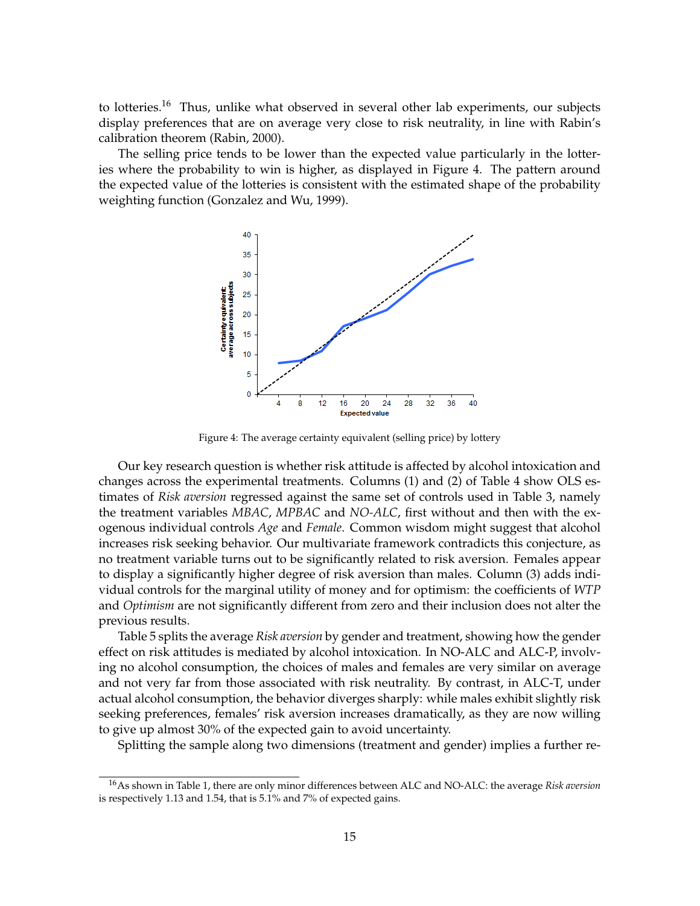to lotteries.[16] Thus, unlike what observed in several other lab experiments, our subjects display preferences that are on average very close to risk neutrality, in line with Rabin's calibration theorem (Rabin, 2000).

The selling price tends to be lower than the expected value particularly in the lotteries where the probability to win is higher, as displayed in Figure 4. The pattern around the expected value of the lotteries is consistent with the estimated shape of the probability weighting function (Gonzalez and Wu, 1999).

Figure 4: The average certainty equivalent (selling price) by lottery

Our key research question is whether risk attitude is affected by alcohol intoxication and changes across the experimental treatments. Columns (1) and (2) of Table 4 show OLS estimates of *Risk aversion* regressed against the same set of controls used in Table 3, namely the treatment variables *MBAC*, *MPBAC* and *NO-ALC*, first without and then with the exogenous individual controls *Age* and *Female*. Common wisdom might suggest that alcohol increases risk seeking behavior. Our multivariate framework contradicts this conjecture, as no treatment variable turns out to be significantly related to risk aversion. Females appear to display a significantly higher degree of risk aversion than males. Column (3) adds individual controls for the marginal utility of money and for optimism: the coefficients of *WTP* and *Optimism* are not significantly different from zero and their inclusion does not alter the previous results.

Table 5 splits the average *Risk aversion* by gender and treatment, showing how the gender effect on risk attitudes is mediated by alcohol intoxication. In NO-ALC and ALC-P, involving no alcohol consumption, the choices of males and females are very similar on average and not very far from those associated with risk neutrality. By contrast, in ALC-T, under actual alcohol consumption, the behavior diverges sharply: while males exhibit slightly risk seeking preferences, females' risk aversion increases dramatically, as they are now willing to give up almost 30% of the expected gain to avoid uncertainty.

Splitting the sample along two dimensions (treatment and gender) implies a further re-

[16] As shown in Table 1, there are only minor differences between ALC and NO-ALC: the average *Risk aversion* is respectively 1.13 and 1.54, that is 5.1% and 7% of expected gains.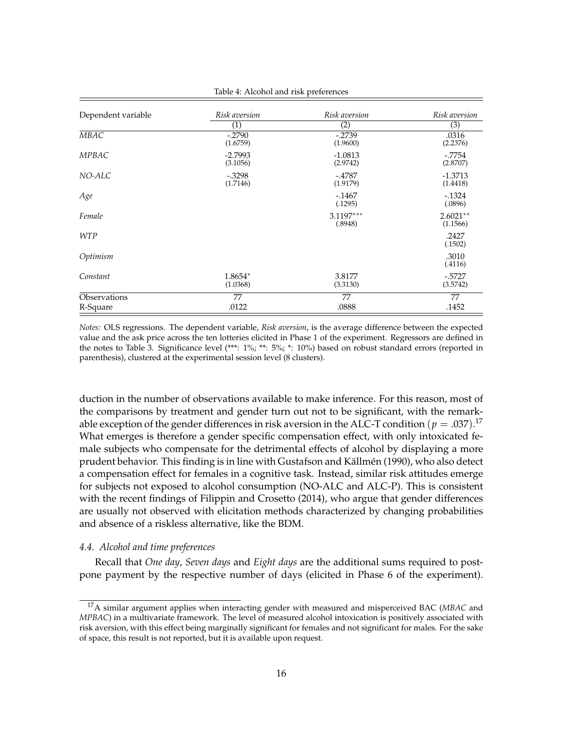Table 4: Alcohol and risk preferences

| Dependent variable | *Risk aversion* | *Risk aversion* | *Risk aversion* |
|---|---|---|---|
| | (1) | (2) | (3) |
| *MBAC* | -.2790<br>(1.6759) | -.2739<br>(1.9600) | .0316<br>(2.2376) |
| *MPBAC* | -2.7993<br>(3.1056) | -1.0813<br>(2.9742) | -.7754<br>(2.8707) |
| *NO-ALC* | -.3298<br>(1.7146) | -.4787<br>(1.9179) | -1.3713<br>(1.4418) |
| *Age* | | -.1467<br>(.1295) | -.1324<br>(.0896) |
| *Female* | | 3.1197***<br>(.8948) | 2.6021**<br>(1.1566) |
| *WTP* | | | .2427<br>(.1502) |
| *Optimism* | | | .3010<br>(.4116) |
| *Constant* | 1.8654*<br>(1.0368) | 3.8177<br>(3.3130) | -.5727<br>(3.5742) |
| Observations | 77 | 77 | 77 |
| R-Square | .0122 | .0888 | .1452 |

*Notes:* OLS regressions. The dependent variable, *Risk aversion*, is the average difference between the expected value and the ask price across the ten lotteries elicited in Phase 1 of the experiment. Regressors are defined in the notes to Table 3. Significance level (***: 1%; **: 5%; *: 10%) based on robust standard errors (reported in parenthesis), clustered at the experimental session level (8 clusters).

duction in the number of observations available to make inference. For this reason, most of the comparisons by treatment and gender turn out not to be significant, with the remarkable exception of the gender differences in risk aversion in the ALC-T condition ($p = .037$).[17] What emerges is therefore a gender specific compensation effect, with only intoxicated female subjects who compensate for the detrimental effects of alcohol by displaying a more prudent behavior. This finding is in line with Gustafson and Källmén (1990), who also detect a compensation effect for females in a cognitive task. Instead, similar risk attitudes emerge for subjects not exposed to alcohol consumption (NO-ALC and ALC-P). This is consistent with the recent findings of Filippin and Crosetto (2014), who argue that gender differences are usually not observed with elicitation methods characterized by changing probabilities and absence of a riskless alternative, like the BDM.

### *4.4. Alcohol and time preferences*

Recall that *One day*, *Seven days* and *Eight days* are the additional sums required to postpone payment by the respective number of days (elicited in Phase 6 of the experiment).

[17] A similar argument applies when interacting gender with measured and misperceived BAC (*MBAC* and *MPBAC*) in a multivariate framework. The level of measured alcohol intoxication is positively associated with risk aversion, with this effect being marginally significant for females and not significant for males. For the sake of space, this result is not reported, but it is available upon request.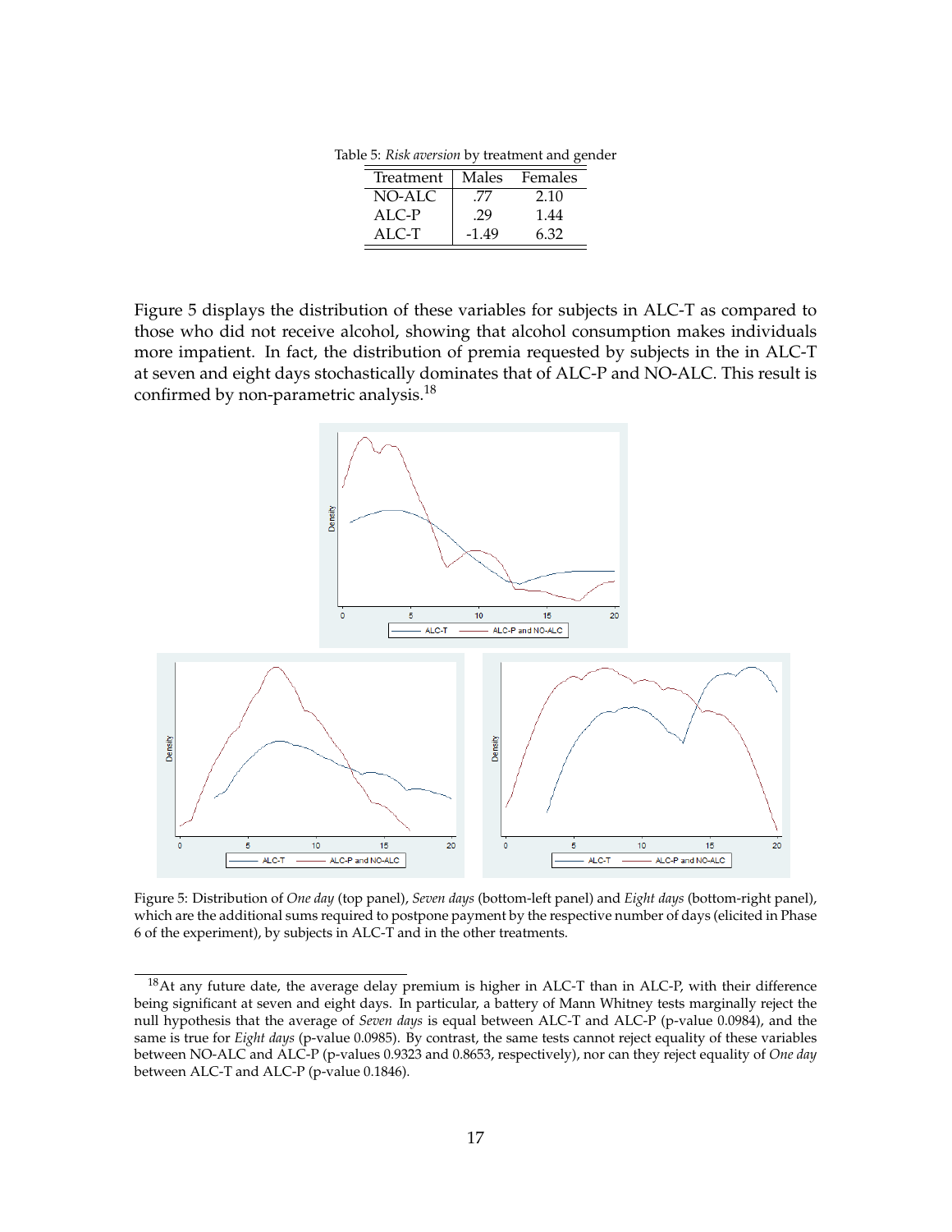Table 5: *Risk aversion* by treatment and gender

| Treatment | Males | Females |
|---|---|---|
| NO-ALC | .77 | 2.10 |
| ALC-P | .29 | 1.44 |
| ALC-T | -1.49 | 6.32 |

Figure 5 displays the distribution of these variables for subjects in ALC-T as compared to those who did not receive alcohol, showing that alcohol consumption makes individuals more impatient. In fact, the distribution of premia requested by subjects in the in ALC-T at seven and eight days stochastically dominates that of ALC-P and NO-ALC. This result is confirmed by non-parametric analysis.[18]

Figure 5: Distribution of *One day* (top panel), *Seven days* (bottom-left panel) and *Eight days* (bottom-right panel), which are the additional sums required to postpone payment by the respective number of days (elicited in Phase 6 of the experiment), by subjects in ALC-T and in the other treatments.

[18] At any future date, the average delay premium is higher in ALC-T than in ALC-P, with their difference being significant at seven and eight days. In particular, a battery of Mann Whitney tests marginally reject the null hypothesis that the average of *Seven days* is equal between ALC-T and ALC-P (p-value 0.0984), and the same is true for *Eight days* (p-value 0.0985). By contrast, the same tests cannot reject equality of these variables between NO-ALC and ALC-P (p-values 0.9323 and 0.8653, respectively), nor can they reject equality of *One day* between ALC-T and ALC-P (p-value 0.1846).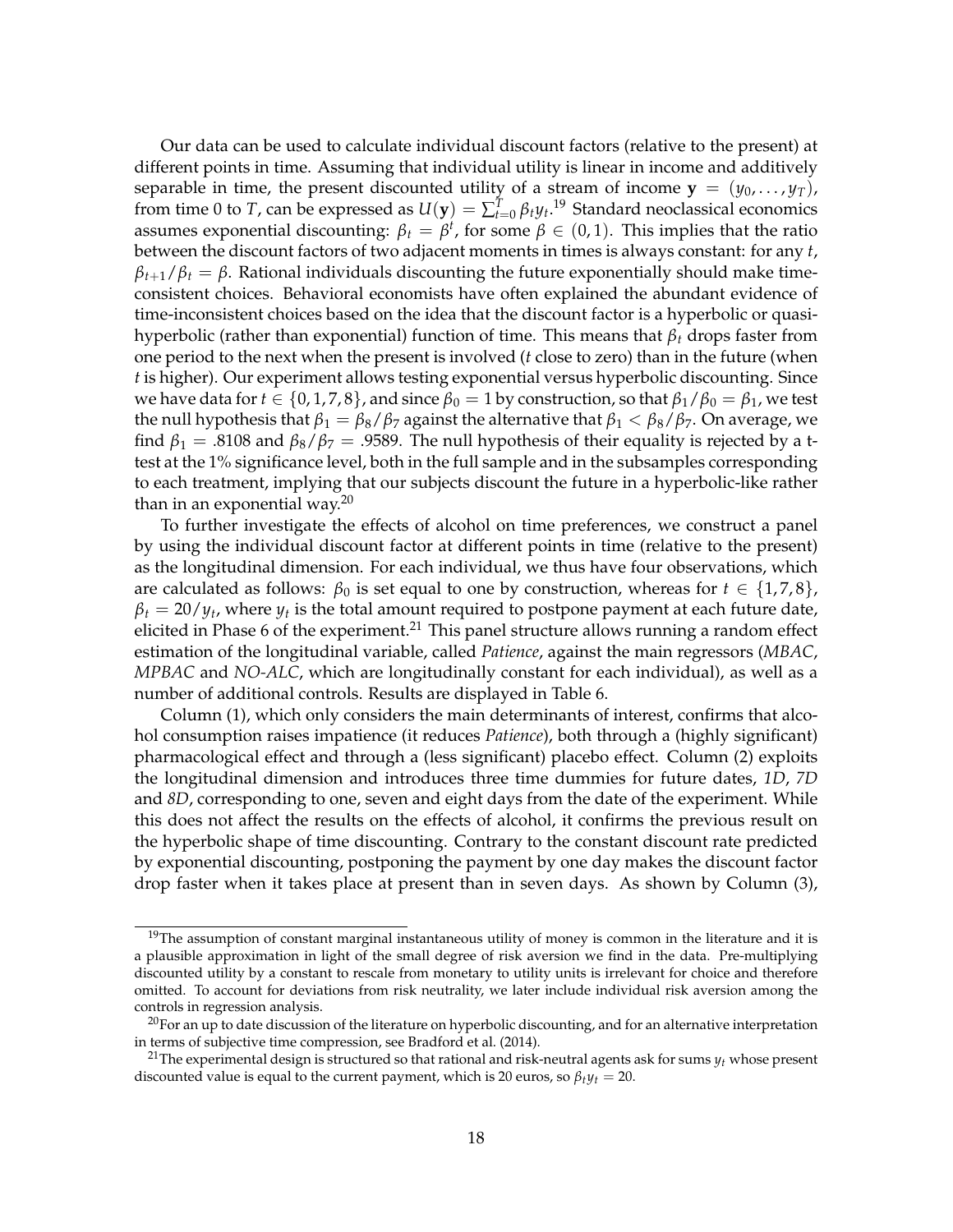Our data can be used to calculate individual discount factors (relative to the present) at different points in time. Assuming that individual utility is linear in income and additively separable in time, the present discounted utility of a stream of income $\mathbf{y} = (y_0, \ldots, y_T)$, from time 0 to $T$, can be expressed as $U(\mathbf{y}) = \sum_{t=0}^{T} \beta_t y_t$.[19] Standard neoclassical economics assumes exponential discounting: $\beta_t = \beta^t$, for some $\beta \in (0, 1)$. This implies that the ratio between the discount factors of two adjacent moments in times is always constant: for any $t$, $\beta_{t+1}/\beta_t = \beta$. Rational individuals discounting the future exponentially should make time-consistent choices. Behavioral economists have often explained the abundant evidence of time-inconsistent choices based on the idea that the discount factor is a hyperbolic or quasi-hyperbolic (rather than exponential) function of time. This means that $\beta_t$ drops faster from one period to the next when the present is involved ($t$ close to zero) than in the future (when $t$ is higher). Our experiment allows testing exponential versus hyperbolic discounting. Since we have data for $t \in \{0, 1, 7, 8\}$, and since $\beta_0 = 1$ by construction, so that $\beta_1/\beta_0 = \beta_1$, we test the null hypothesis that $\beta_1 = \beta_8/\beta_7$ against the alternative that $\beta_1 < \beta_8/\beta_7$. On average, we find $\beta_1 = .8108$ and $\beta_8/\beta_7 = .9589$. The null hypothesis of their equality is rejected by a t-test at the 1% significance level, both in the full sample and in the subsamples corresponding to each treatment, implying that our subjects discount the future in a hyperbolic-like rather than in an exponential way.[20]

To further investigate the effects of alcohol on time preferences, we construct a panel by using the individual discount factor at different points in time (relative to the present) as the longitudinal dimension. For each individual, we thus have four observations, which are calculated as follows: $\beta_0$ is set equal to one by construction, whereas for $t \in \{1, 7, 8\}$, $\beta_t = 20/y_t$, where $y_t$ is the total amount required to postpone payment at each future date, elicited in Phase 6 of the experiment.[21] This panel structure allows running a random effect estimation of the longitudinal variable, called *Patience*, against the main regressors (*MBAC*, *MPBAC* and *NO-ALC*, which are longitudinally constant for each individual), as well as a number of additional controls. Results are displayed in Table 6.

Column (1), which only considers the main determinants of interest, confirms that alcohol consumption raises impatience (it reduces *Patience*), both through a (highly significant) pharmacological effect and through a (less significant) placebo effect. Column (2) exploits the longitudinal dimension and introduces three time dummies for future dates, *1D*, *7D* and *8D*, corresponding to one, seven and eight days from the date of the experiment. While this does not affect the results on the effects of alcohol, it confirms the previous result on the hyperbolic shape of time discounting. Contrary to the constant discount rate predicted by exponential discounting, postponing the payment by one day makes the discount factor drop faster when it takes place at present than in seven days. As shown by Column (3),

[19] The assumption of constant marginal instantaneous utility of money is common in the literature and it is a plausible approximation in light of the small degree of risk aversion we find in the data. Pre-multiplying discounted utility by a constant to rescale from monetary to utility units is irrelevant for choice and therefore omitted. To account for deviations from risk neutrality, we later include individual risk aversion among the controls in regression analysis.

[20] For an up to date discussion of the literature on hyperbolic discounting, and for an alternative interpretation in terms of subjective time compression, see Bradford et al. (2014).

[21] The experimental design is structured so that rational and risk-neutral agents ask for sums $y_t$ whose present discounted value is equal to the current payment, which is 20 euros, so $\beta_t y_t = 20$.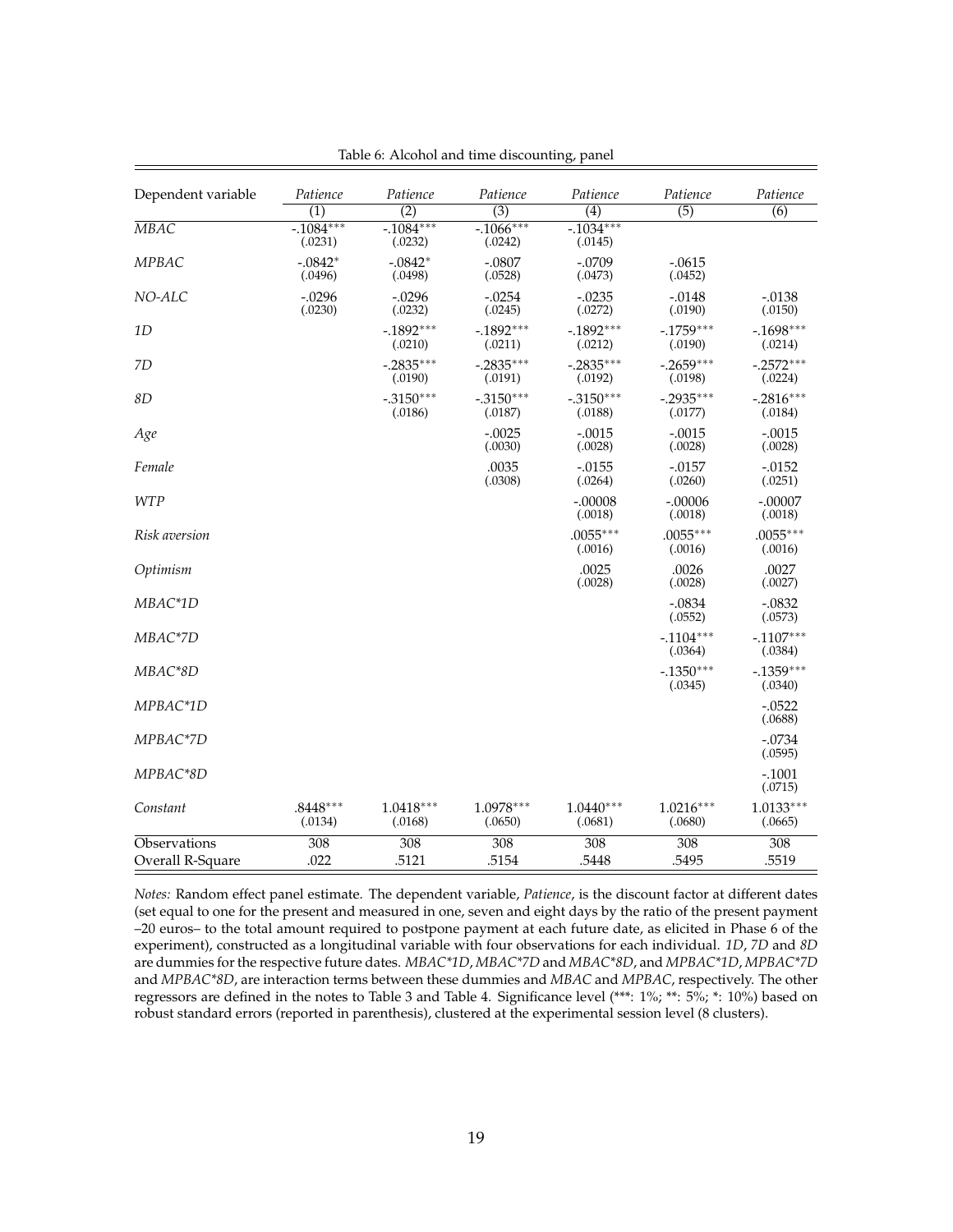Table 6: Alcohol and time discounting, panel

| Dependent variable | *Patience* | *Patience* | *Patience* | *Patience* | *Patience* | *Patience* |
|---|---|---|---|---|---|---|
| | (1) | (2) | (3) | (4) | (5) | (6) |
| *MBAC* | -.1084*** (.0231) | -.1084*** (.0232) | -.1066*** (.0242) | -.1034*** (.0145) | | |
| *MPBAC* | -.0842* (.0496) | -.0842* (.0498) | -.0807 (.0528) | -.0709 (.0473) | -.0615 (.0452) | |
| *NO-ALC* | -.0296 (.0230) | -.0296 (.0232) | -.0254 (.0245) | -.0235 (.0272) | -.0148 (.0190) | -.0138 (.0150) |
| *1D* | | -.1892*** (.0210) | -.1892*** (.0211) | -.1892*** (.0212) | -.1759*** (.0190) | -.1698*** (.0214) |
| *7D* | | -.2835*** (.0190) | -.2835*** (.0191) | -.2835*** (.0192) | -.2659*** (.0198) | -.2572*** (.0224) |
| *8D* | | -.3150*** (.0186) | -.3150*** (.0187) | -.3150*** (.0188) | -.2935*** (.0177) | -.2816*** (.0184) |
| *Age* | | | -.0025 (.0030) | -.0015 (.0028) | -.0015 (.0028) | -.0015 (.0028) |
| *Female* | | | .0035 (.0308) | -.0155 (.0264) | -.0157 (.0260) | -.0152 (.0251) |
| *WTP* | | | | -.00008 (.0018) | -.00006 (.0018) | -.00007 (.0018) |
| *Risk aversion* | | | | .0055*** (.0016) | .0055*** (.0016) | .0055*** (.0016) |
| *Optimism* | | | | .0025 (.0028) | .0026 (.0028) | .0027 (.0027) |
| *MBAC*1D* | | | | | -.0834 (.0552) | -.0832 (.0573) |
| *MBAC*7D* | | | | | -.1104*** (.0364) | -.1107*** (.0384) |
| *MBAC*8D* | | | | | -.1350*** (.0345) | -.1359*** (.0340) |
| *MPBAC*1D* | | | | | | -.0522 (.0688) |
| *MPBAC*7D* | | | | | | -.0734 (.0595) |
| *MPBAC*8D* | | | | | | -.1001 (.0715) |
| *Constant* | .8448*** (.0134) | 1.0418*** (.0168) | 1.0978*** (.0650) | 1.0440*** (.0681) | 1.0216*** (.0680) | 1.0133*** (.0665) |
| Observations | 308 | 308 | 308 | 308 | 308 | 308 |
| Overall R-Square | .022 | .5121 | .5154 | .5448 | .5495 | .5519 |

*Notes:* Random effect panel estimate. The dependent variable, *Patience*, is the discount factor at different dates (set equal to one for the present and measured in one, seven and eight days by the ratio of the present payment –20 euros– to the total amount required to postpone payment at each future date, as elicited in Phase 6 of the experiment), constructed as a longitudinal variable with four observations for each individual. *1D*, *7D* and *8D* are dummies for the respective future dates. *MBAC*1D*, *MBAC*7D* and *MBAC*8D*, and *MPBAC*1D*, *MPBAC*7D* and *MPBAC*8D*, are interaction terms between these dummies and *MBAC* and *MPBAC*, respectively. The other regressors are defined in the notes to Table 3 and Table 4. Significance level (***: 1%; **: 5%; *: 10%) based on robust standard errors (reported in parenthesis), clustered at the experimental session level (8 clusters).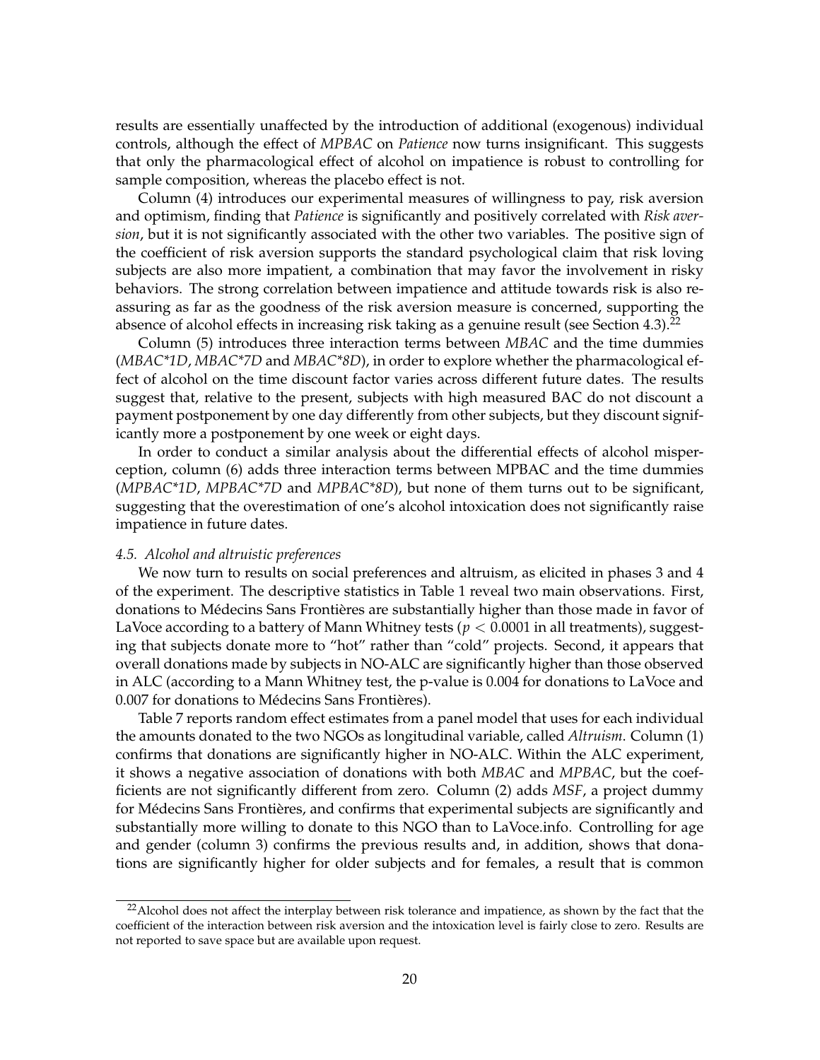results are essentially unaffected by the introduction of additional (exogenous) individual controls, although the effect of *MPBAC* on *Patience* now turns insignificant. This suggests that only the pharmacological effect of alcohol on impatience is robust to controlling for sample composition, whereas the placebo effect is not.

Column (4) introduces our experimental measures of willingness to pay, risk aversion and optimism, finding that *Patience* is significantly and positively correlated with *Risk aversion*, but it is not significantly associated with the other two variables. The positive sign of the coefficient of risk aversion supports the standard psychological claim that risk loving subjects are also more impatient, a combination that may favor the involvement in risky behaviors. The strong correlation between impatience and attitude towards risk is also reassuring as far as the goodness of the risk aversion measure is concerned, supporting the absence of alcohol effects in increasing risk taking as a genuine result (see Section 4.3).[22]

Column (5) introduces three interaction terms between *MBAC* and the time dummies (*MBAC*1D*, *MBAC*7D* and *MBAC*8D*), in order to explore whether the pharmacological effect of alcohol on the time discount factor varies across different future dates. The results suggest that, relative to the present, subjects with high measured BAC do not discount a payment postponement by one day differently from other subjects, but they discount significantly more a postponement by one week or eight days.

In order to conduct a similar analysis about the differential effects of alcohol misperception, column (6) adds three interaction terms between MPBAC and the time dummies (*MPBAC*1D*, *MPBAC*7D* and *MPBAC*8D*), but none of them turns out to be significant, suggesting that the overestimation of one's alcohol intoxication does not significantly raise impatience in future dates.

#### *4.5. Alcohol and altruistic preferences*

We now turn to results on social preferences and altruism, as elicited in phases 3 and 4 of the experiment. The descriptive statistics in Table 1 reveal two main observations. First, donations to Médecins Sans Frontières are substantially higher than those made in favor of LaVoce according to a battery of Mann Whitney tests ($p < 0.0001$ in all treatments), suggesting that subjects donate more to "hot" rather than "cold" projects. Second, it appears that overall donations made by subjects in NO-ALC are significantly higher than those observed in ALC (according to a Mann Whitney test, the p-value is 0.004 for donations to LaVoce and 0.007 for donations to Médecins Sans Frontières).

Table 7 reports random effect estimates from a panel model that uses for each individual the amounts donated to the two NGOs as longitudinal variable, called *Altruism*. Column (1) confirms that donations are significantly higher in NO-ALC. Within the ALC experiment, it shows a negative association of donations with both *MBAC* and *MPBAC*, but the coefficients are not significantly different from zero. Column (2) adds *MSF*, a project dummy for Médecins Sans Frontières, and confirms that experimental subjects are significantly and substantially more willing to donate to this NGO than to LaVoce.info. Controlling for age and gender (column 3) confirms the previous results and, in addition, shows that donations are significantly higher for older subjects and for females, a result that is common

[22] Alcohol does not affect the interplay between risk tolerance and impatience, as shown by the fact that the coefficient of the interaction between risk aversion and the intoxication level is fairly close to zero. Results are not reported to save space but are available upon request.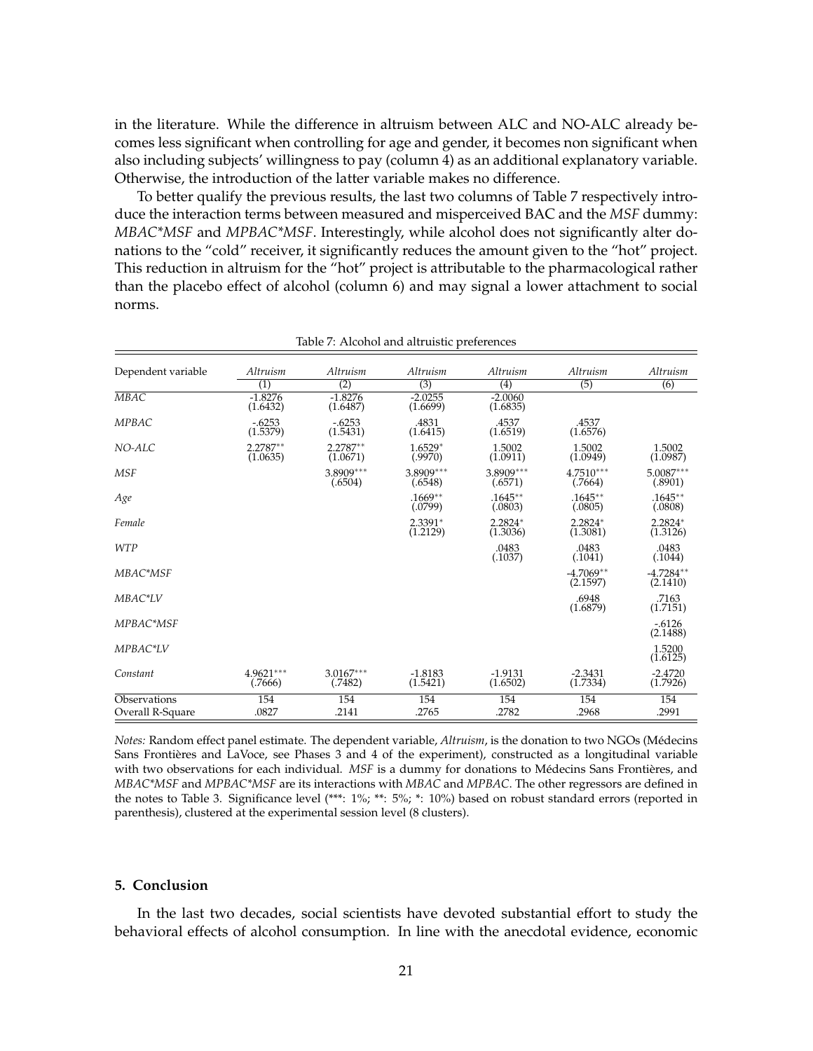in the literature. While the difference in altruism between ALC and NO-ALC already becomes less significant when controlling for age and gender, it becomes non significant when also including subjects' willingness to pay (column 4) as an additional explanatory variable. Otherwise, the introduction of the latter variable makes no difference.

To better qualify the previous results, the last two columns of Table 7 respectively introduce the interaction terms between measured and misperceived BAC and the *MSF* dummy: *MBAC*MSF* and *MPBAC*MSF*. Interestingly, while alcohol does not significantly alter donations to the "cold" receiver, it significantly reduces the amount given to the "hot" project. This reduction in altruism for the "hot" project is attributable to the pharmacological rather than the placebo effect of alcohol (column 6) and may signal a lower attachment to social norms.

Table 7: Alcohol and altruistic preferences

| Dependent variable | *Altruism* | *Altruism* | *Altruism* | *Altruism* | *Altruism* | *Altruism* |
|---|---|---|---|---|---|---|
| | (1) | (2) | (3) | (4) | (5) | (6) |
| *MBAC* | -1.8276 (1.6432) | -1.8276 (1.6487) | -2.0255 (1.6699) | -2.0060 (1.6835) | | |
| *MPBAC* | -.6253 (1.5379) | -.6253 (1.5431) | .4831 (1.6415) | .4537 (1.6519) | .4537 (1.6576) | |
| *NO-ALC* | 2.2787** (1.0635) | 2.2787** (1.0671) | 1.6529* (.9970) | 1.5002 (1.0911) | 1.5002 (1.0949) | 1.5002 (1.0987) |
| *MSF* | | 3.8909*** (.6504) | 3.8909*** (.6548) | 3.8909*** (.6571) | 4.7510*** (.7664) | 5.0087*** (.8901) |
| *Age* | | | .1669** (.0799) | .1645** (.0803) | .1645** (.0805) | .1645** (.0808) |
| *Female* | | | 2.3391* (1.2129) | 2.2824* (1.3036) | 2.2824* (1.3081) | 2.2824* (1.3126) |
| *WTP* | | | | .0483 (.1037) | .0483 (.1041) | .0483 (.1044) |
| *MBAC*MSF* | | | | | -4.7069** (2.1597) | -4.7284** (2.1410) |
| *MBAC*LV* | | | | | .6948 (1.6879) | .7163 (1.7151) |
| *MPBAC*MSF* | | | | | | -.6126 (2.1488) |
| *MPBAC*LV* | | | | | | 1.5200 (1.6125) |
| *Constant* | 4.9621*** (.7666) | 3.0167*** (.7482) | -1.8183 (1.5421) | -1.9131 (1.6502) | -2.3431 (1.7334) | -2.4720 (1.7926) |
| Observations | 154 | 154 | 154 | 154 | 154 | 154 |
| Overall R-Square | .0827 | .2141 | .2765 | .2782 | .2968 | .2991 |

*Notes:* Random effect panel estimate. The dependent variable, *Altruism*, is the donation to two NGOs (Médecins Sans Frontières and LaVoce, see Phases 3 and 4 of the experiment), constructed as a longitudinal variable with two observations for each individual. *MSF* is a dummy for donations to Médecins Sans Frontières, and *MBAC*MSF* and *MPBAC*MSF* are its interactions with *MBAC* and *MPBAC*. The other regressors are defined in the notes to Table 3. Significance level (***: 1%; **: 5%; *: 10%) based on robust standard errors (reported in parenthesis), clustered at the experimental session level (8 clusters).

## 5. Conclusion

In the last two decades, social scientists have devoted substantial effort to study the behavioral effects of alcohol consumption. In line with the anecdotal evidence, economic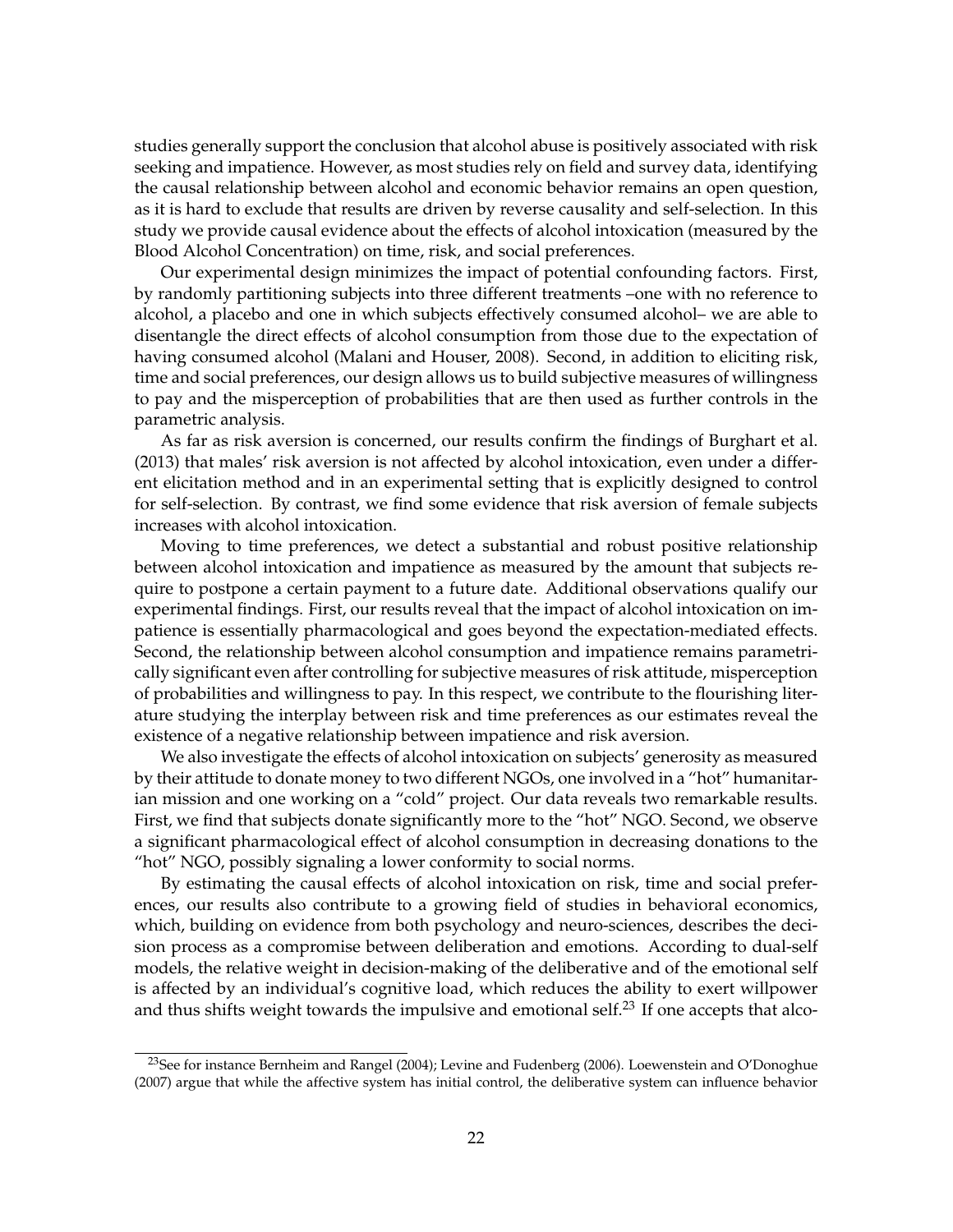studies generally support the conclusion that alcohol abuse is positively associated with risk seeking and impatience. However, as most studies rely on field and survey data, identifying the causal relationship between alcohol and economic behavior remains an open question, as it is hard to exclude that results are driven by reverse causality and self-selection. In this study we provide causal evidence about the effects of alcohol intoxication (measured by the Blood Alcohol Concentration) on time, risk, and social preferences.

Our experimental design minimizes the impact of potential confounding factors. First, by randomly partitioning subjects into three different treatments –one with no reference to alcohol, a placebo and one in which subjects effectively consumed alcohol– we are able to disentangle the direct effects of alcohol consumption from those due to the expectation of having consumed alcohol (Malani and Houser, 2008). Second, in addition to eliciting risk, time and social preferences, our design allows us to build subjective measures of willingness to pay and the misperception of probabilities that are then used as further controls in the parametric analysis.

As far as risk aversion is concerned, our results confirm the findings of Burghart et al. (2013) that males' risk aversion is not affected by alcohol intoxication, even under a different elicitation method and in an experimental setting that is explicitly designed to control for self-selection. By contrast, we find some evidence that risk aversion of female subjects increases with alcohol intoxication.

Moving to time preferences, we detect a substantial and robust positive relationship between alcohol intoxication and impatience as measured by the amount that subjects require to postpone a certain payment to a future date. Additional observations qualify our experimental findings. First, our results reveal that the impact of alcohol intoxication on impatience is essentially pharmacological and goes beyond the expectation-mediated effects. Second, the relationship between alcohol consumption and impatience remains parametrically significant even after controlling for subjective measures of risk attitude, misperception of probabilities and willingness to pay. In this respect, we contribute to the flourishing literature studying the interplay between risk and time preferences as our estimates reveal the existence of a negative relationship between impatience and risk aversion.

We also investigate the effects of alcohol intoxication on subjects' generosity as measured by their attitude to donate money to two different NGOs, one involved in a "hot" humanitarian mission and one working on a "cold" project. Our data reveals two remarkable results. First, we find that subjects donate significantly more to the "hot" NGO. Second, we observe a significant pharmacological effect of alcohol consumption in decreasing donations to the "hot" NGO, possibly signaling a lower conformity to social norms.

By estimating the causal effects of alcohol intoxication on risk, time and social preferences, our results also contribute to a growing field of studies in behavioral economics, which, building on evidence from both psychology and neuro-sciences, describes the decision process as a compromise between deliberation and emotions. According to dual-self models, the relative weight in decision-making of the deliberative and of the emotional self is affected by an individual's cognitive load, which reduces the ability to exert willpower and thus shifts weight towards the impulsive and emotional self.[23] If one accepts that alco-

[23] See for instance Bernheim and Rangel (2004); Levine and Fudenberg (2006). Loewenstein and O'Donoghue (2007) argue that while the affective system has initial control, the deliberative system can influence behavior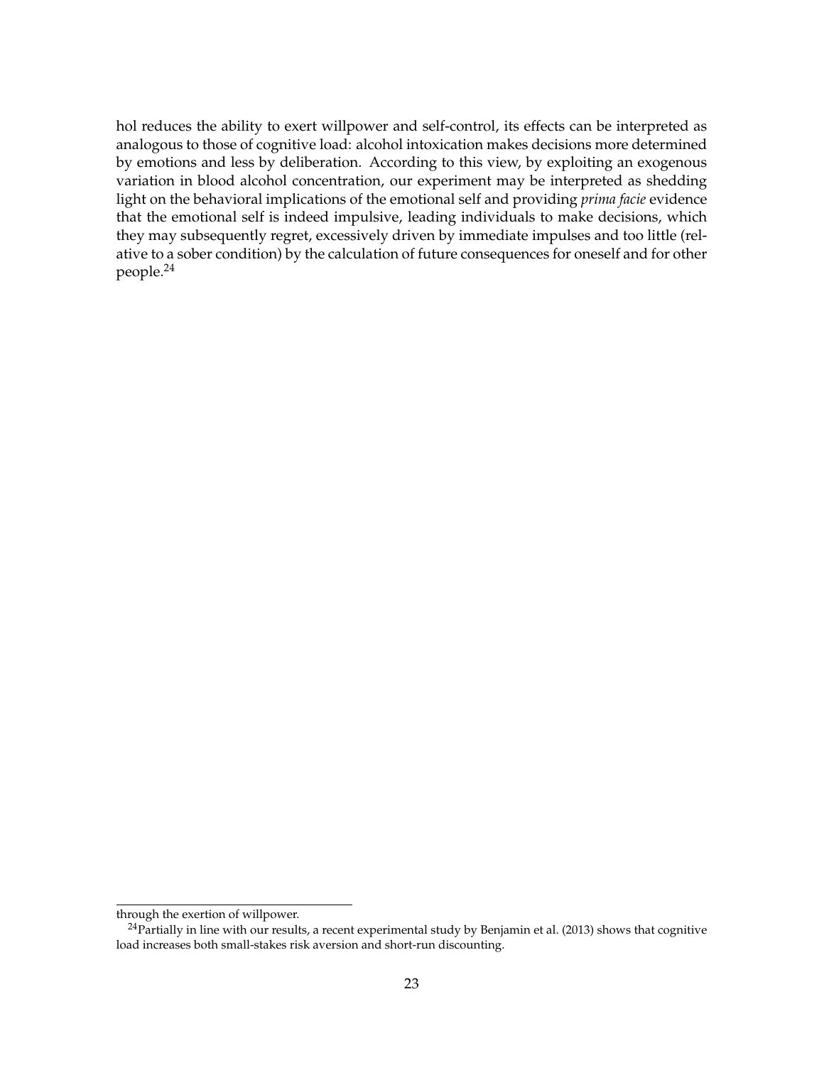hol reduces the ability to exert willpower and self-control, its effects can be interpreted as analogous to those of cognitive load: alcohol intoxication makes decisions more determined by emotions and less by deliberation. According to this view, by exploiting an exogenous variation in blood alcohol concentration, our experiment may be interpreted as shedding light on the behavioral implications of the emotional self and providing *prima facie* evidence that the emotional self is indeed impulsive, leading individuals to make decisions, which they may subsequently regret, excessively driven by immediate impulses and too little (relative to a sober condition) by the calculation of future consequences for oneself and for other people.[24]

---

through the exertion of willpower.

[24]Partially in line with our results, a recent experimental study by Benjamin et al. (2013) shows that cognitive load increases both small-stakes risk aversion and short-run discounting.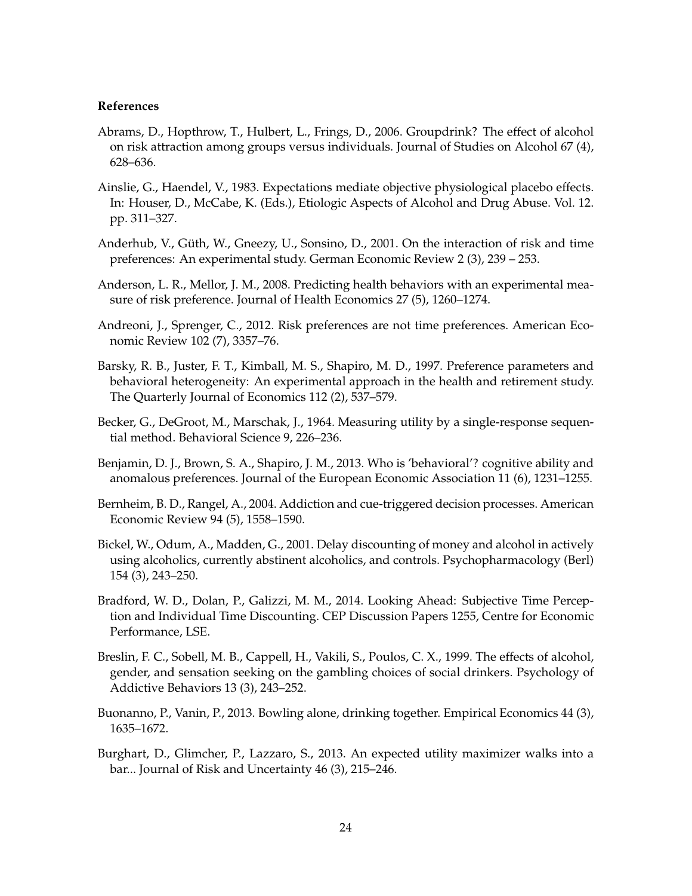**References**

Abrams, D., Hopthrow, T., Hulbert, L., Frings, D., 2006. Groupdrink? The effect of alcohol on risk attraction among groups versus individuals. Journal of Studies on Alcohol 67 (4), 628–636.

Ainslie, G., Haendel, V., 1983. Expectations mediate objective physiological placebo effects. In: Houser, D., McCabe, K. (Eds.), Etiologic Aspects of Alcohol and Drug Abuse. Vol. 12. pp. 311–327.

Anderhub, V., Güth, W., Gneezy, U., Sonsino, D., 2001. On the interaction of risk and time preferences: An experimental study. German Economic Review 2 (3), 239 – 253.

Anderson, L. R., Mellor, J. M., 2008. Predicting health behaviors with an experimental measure of risk preference. Journal of Health Economics 27 (5), 1260–1274.

Andreoni, J., Sprenger, C., 2012. Risk preferences are not time preferences. American Economic Review 102 (7), 3357–76.

Barsky, R. B., Juster, F. T., Kimball, M. S., Shapiro, M. D., 1997. Preference parameters and behavioral heterogeneity: An experimental approach in the health and retirement study. The Quarterly Journal of Economics 112 (2), 537–579.

Becker, G., DeGroot, M., Marschak, J., 1964. Measuring utility by a single-response sequential method. Behavioral Science 9, 226–236.

Benjamin, D. J., Brown, S. A., Shapiro, J. M., 2013. Who is 'behavioral'? cognitive ability and anomalous preferences. Journal of the European Economic Association 11 (6), 1231–1255.

Bernheim, B. D., Rangel, A., 2004. Addiction and cue-triggered decision processes. American Economic Review 94 (5), 1558–1590.

Bickel, W., Odum, A., Madden, G., 2001. Delay discounting of money and alcohol in actively using alcoholics, currently abstinent alcoholics, and controls. Psychopharmacology (Berl) 154 (3), 243–250.

Bradford, W. D., Dolan, P., Galizzi, M. M., 2014. Looking Ahead: Subjective Time Perception and Individual Time Discounting. CEP Discussion Papers 1255, Centre for Economic Performance, LSE.

Breslin, F. C., Sobell, M. B., Cappell, H., Vakili, S., Poulos, C. X., 1999. The effects of alcohol, gender, and sensation seeking on the gambling choices of social drinkers. Psychology of Addictive Behaviors 13 (3), 243–252.

Buonanno, P., Vanin, P., 2013. Bowling alone, drinking together. Empirical Economics 44 (3), 1635–1672.

Burghart, D., Glimcher, P., Lazzaro, S., 2013. An expected utility maximizer walks into a bar... Journal of Risk and Uncertainty 46 (3), 215–246.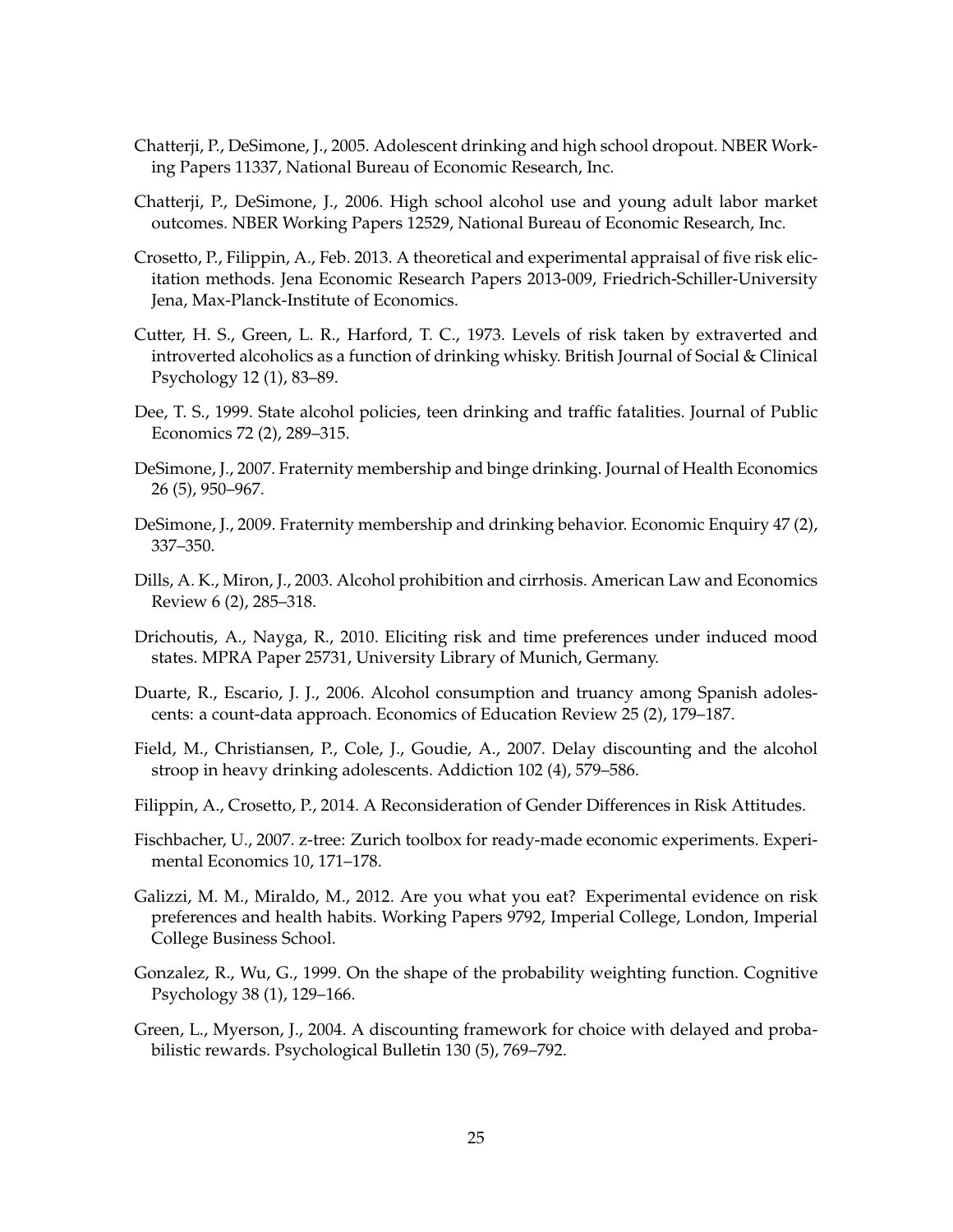Chatterji, P., DeSimone, J., 2005. Adolescent drinking and high school dropout. NBER Working Papers 11337, National Bureau of Economic Research, Inc.

Chatterji, P., DeSimone, J., 2006. High school alcohol use and young adult labor market outcomes. NBER Working Papers 12529, National Bureau of Economic Research, Inc.

Crosetto, P., Filippin, A., Feb. 2013. A theoretical and experimental appraisal of five risk elicitation methods. Jena Economic Research Papers 2013-009, Friedrich-Schiller-University Jena, Max-Planck-Institute of Economics.

Cutter, H. S., Green, L. R., Harford, T. C., 1973. Levels of risk taken by extraverted and introverted alcoholics as a function of drinking whisky. British Journal of Social & Clinical Psychology 12 (1), 83–89.

Dee, T. S., 1999. State alcohol policies, teen drinking and traffic fatalities. Journal of Public Economics 72 (2), 289–315.

DeSimone, J., 2007. Fraternity membership and binge drinking. Journal of Health Economics 26 (5), 950–967.

DeSimone, J., 2009. Fraternity membership and drinking behavior. Economic Enquiry 47 (2), 337–350.

Dills, A. K., Miron, J., 2003. Alcohol prohibition and cirrhosis. American Law and Economics Review 6 (2), 285–318.

Drichoutis, A., Nayga, R., 2010. Eliciting risk and time preferences under induced mood states. MPRA Paper 25731, University Library of Munich, Germany.

Duarte, R., Escario, J. J., 2006. Alcohol consumption and truancy among Spanish adolescents: a count-data approach. Economics of Education Review 25 (2), 179–187.

Field, M., Christiansen, P., Cole, J., Goudie, A., 2007. Delay discounting and the alcohol stroop in heavy drinking adolescents. Addiction 102 (4), 579–586.

Filippin, A., Crosetto, P., 2014. A Reconsideration of Gender Differences in Risk Attitudes.

Fischbacher, U., 2007. z-tree: Zurich toolbox for ready-made economic experiments. Experimental Economics 10, 171–178.

Galizzi, M. M., Miraldo, M., 2012. Are you what you eat? Experimental evidence on risk preferences and health habits. Working Papers 9792, Imperial College, London, Imperial College Business School.

Gonzalez, R., Wu, G., 1999. On the shape of the probability weighting function. Cognitive Psychology 38 (1), 129–166.

Green, L., Myerson, J., 2004. A discounting framework for choice with delayed and probabilistic rewards. Psychological Bulletin 130 (5), 769–792.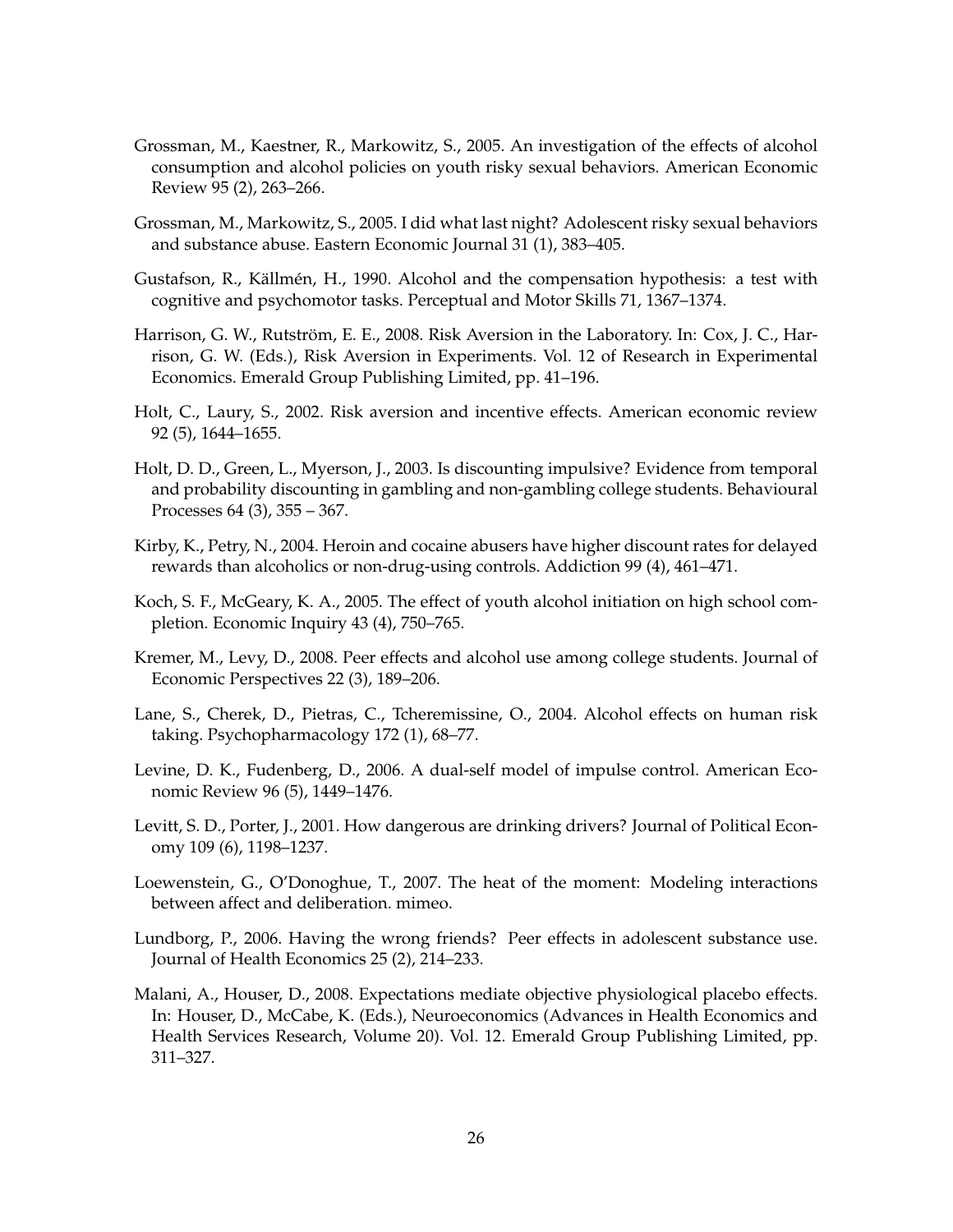Grossman, M., Kaestner, R., Markowitz, S., 2005. An investigation of the effects of alcohol consumption and alcohol policies on youth risky sexual behaviors. American Economic Review 95 (2), 263–266.

Grossman, M., Markowitz, S., 2005. I did what last night? Adolescent risky sexual behaviors and substance abuse. Eastern Economic Journal 31 (1), 383–405.

Gustafson, R., Källmén, H., 1990. Alcohol and the compensation hypothesis: a test with cognitive and psychomotor tasks. Perceptual and Motor Skills 71, 1367–1374.

Harrison, G. W., Rutström, E. E., 2008. Risk Aversion in the Laboratory. In: Cox, J. C., Harrison, G. W. (Eds.), Risk Aversion in Experiments. Vol. 12 of Research in Experimental Economics. Emerald Group Publishing Limited, pp. 41–196.

Holt, C., Laury, S., 2002. Risk aversion and incentive effects. American economic review 92 (5), 1644–1655.

Holt, D. D., Green, L., Myerson, J., 2003. Is discounting impulsive? Evidence from temporal and probability discounting in gambling and non-gambling college students. Behavioural Processes 64 (3), 355 – 367.

Kirby, K., Petry, N., 2004. Heroin and cocaine abusers have higher discount rates for delayed rewards than alcoholics or non-drug-using controls. Addiction 99 (4), 461–471.

Koch, S. F., McGeary, K. A., 2005. The effect of youth alcohol initiation on high school completion. Economic Inquiry 43 (4), 750–765.

Kremer, M., Levy, D., 2008. Peer effects and alcohol use among college students. Journal of Economic Perspectives 22 (3), 189–206.

Lane, S., Cherek, D., Pietras, C., Tcheremissine, O., 2004. Alcohol effects on human risk taking. Psychopharmacology 172 (1), 68–77.

Levine, D. K., Fudenberg, D., 2006. A dual-self model of impulse control. American Economic Review 96 (5), 1449–1476.

Levitt, S. D., Porter, J., 2001. How dangerous are drinking drivers? Journal of Political Economy 109 (6), 1198–1237.

Loewenstein, G., O'Donoghue, T., 2007. The heat of the moment: Modeling interactions between affect and deliberation. mimeo.

Lundborg, P., 2006. Having the wrong friends? Peer effects in adolescent substance use. Journal of Health Economics 25 (2), 214–233.

Malani, A., Houser, D., 2008. Expectations mediate objective physiological placebo effects. In: Houser, D., McCabe, K. (Eds.), Neuroeconomics (Advances in Health Economics and Health Services Research, Volume 20). Vol. 12. Emerald Group Publishing Limited, pp. 311–327.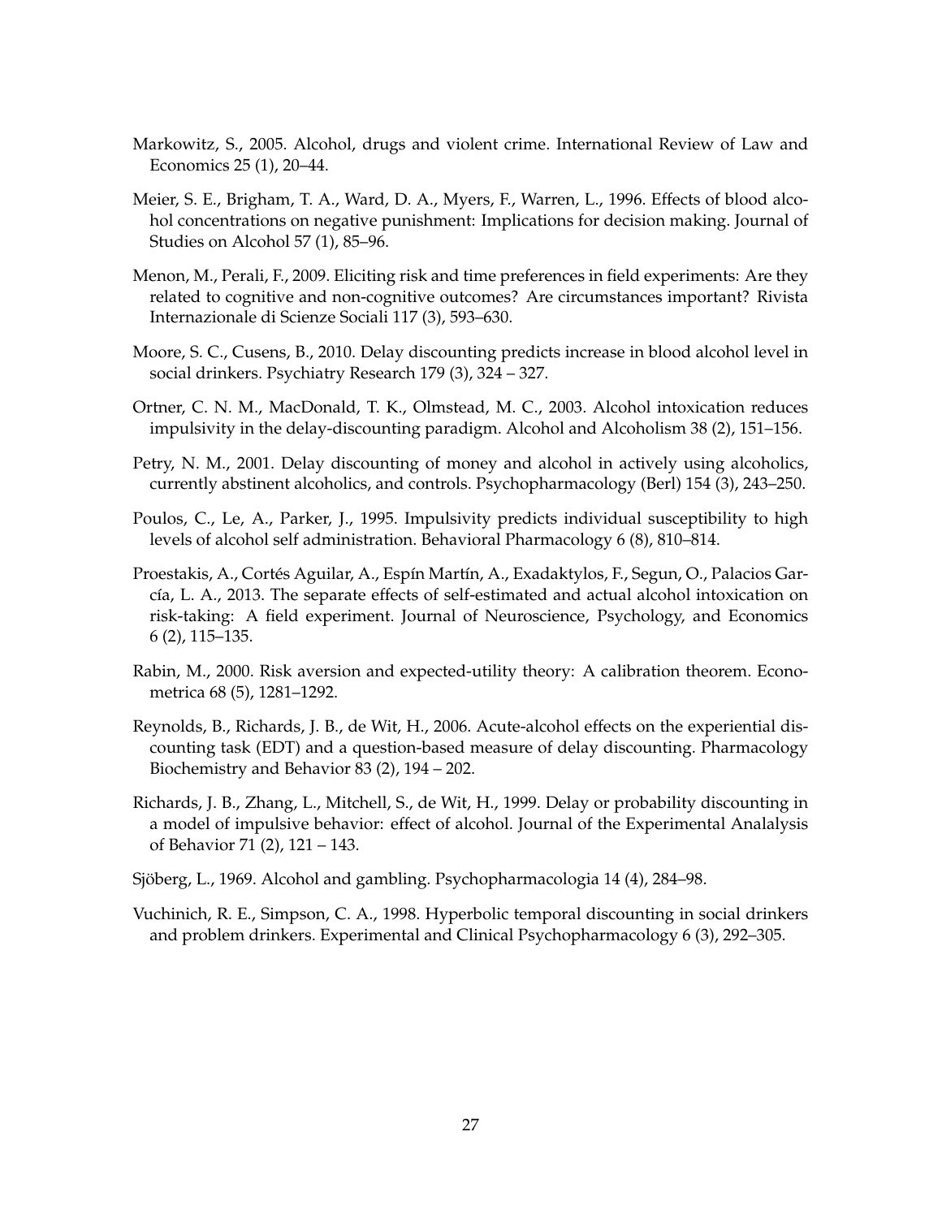Markowitz, S., 2005. Alcohol, drugs and violent crime. International Review of Law and Economics 25 (1), 20–44.

Meier, S. E., Brigham, T. A., Ward, D. A., Myers, F., Warren, L., 1996. Effects of blood alcohol concentrations on negative punishment: Implications for decision making. Journal of Studies on Alcohol 57 (1), 85–96.

Menon, M., Perali, F., 2009. Eliciting risk and time preferences in field experiments: Are they related to cognitive and non-cognitive outcomes? Are circumstances important? Rivista Internazionale di Scienze Sociali 117 (3), 593–630.

Moore, S. C., Cusens, B., 2010. Delay discounting predicts increase in blood alcohol level in social drinkers. Psychiatry Research 179 (3), 324 – 327.

Ortner, C. N. M., MacDonald, T. K., Olmstead, M. C., 2003. Alcohol intoxication reduces impulsivity in the delay-discounting paradigm. Alcohol and Alcoholism 38 (2), 151–156.

Petry, N. M., 2001. Delay discounting of money and alcohol in actively using alcoholics, currently abstinent alcoholics, and controls. Psychopharmacology (Berl) 154 (3), 243–250.

Poulos, C., Le, A., Parker, J., 1995. Impulsivity predicts individual susceptibility to high levels of alcohol self administration. Behavioral Pharmacology 6 (8), 810–814.

Proestakis, A., Cortés Aguilar, A., Espín Martín, A., Exadaktylos, F., Segun, O., Palacios García, L. A., 2013. The separate effects of self-estimated and actual alcohol intoxication on risk-taking: A field experiment. Journal of Neuroscience, Psychology, and Economics 6 (2), 115–135.

Rabin, M., 2000. Risk aversion and expected-utility theory: A calibration theorem. Econometrica 68 (5), 1281–1292.

Reynolds, B., Richards, J. B., de Wit, H., 2006. Acute-alcohol effects on the experiential discounting task (EDT) and a question-based measure of delay discounting. Pharmacology Biochemistry and Behavior 83 (2), 194 – 202.

Richards, J. B., Zhang, L., Mitchell, S., de Wit, H., 1999. Delay or probability discounting in a model of impulsive behavior: effect of alcohol. Journal of the Experimental Analalysis of Behavior 71 (2), 121 – 143.

Sjöberg, L., 1969. Alcohol and gambling. Psychopharmacologia 14 (4), 284–98.

Vuchinich, R. E., Simpson, C. A., 1998. Hyperbolic temporal discounting in social drinkers and problem drinkers. Experimental and Clinical Psychopharmacology 6 (3), 292–305.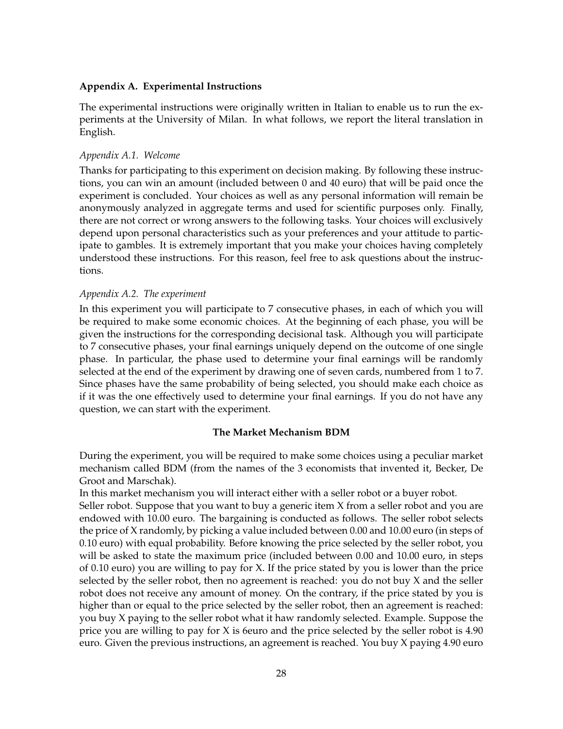### Appendix A. Experimental Instructions

The experimental instructions were originally written in Italian to enable us to run the experiments at the University of Milan. In what follows, we report the literal translation in English.

#### *Appendix A.1. Welcome*

Thanks for participating to this experiment on decision making. By following these instructions, you can win an amount (included between 0 and 40 euro) that will be paid once the experiment is concluded. Your choices as well as any personal information will remain be anonymously analyzed in aggregate terms and used for scientific purposes only. Finally, there are not correct or wrong answers to the following tasks. Your choices will exclusively depend upon personal characteristics such as your preferences and your attitude to participate to gambles. It is extremely important that you make your choices having completely understood these instructions. For this reason, feel free to ask questions about the instructions.

#### *Appendix A.2. The experiment*

In this experiment you will participate to 7 consecutive phases, in each of which you will be required to make some economic choices. At the beginning of each phase, you will be given the instructions for the corresponding decisional task. Although you will participate to 7 consecutive phases, your final earnings uniquely depend on the outcome of one single phase. In particular, the phase used to determine your final earnings will be randomly selected at the end of the experiment by drawing one of seven cards, numbered from 1 to 7. Since phases have the same probability of being selected, you should make each choice as if it was the one effectively used to determine your final earnings. If you do not have any question, we can start with the experiment.

**The Market Mechanism BDM**

During the experiment, you will be required to make some choices using a peculiar market mechanism called BDM (from the names of the 3 economists that invented it, Becker, De Groot and Marschak).

In this market mechanism you will interact either with a seller robot or a buyer robot.

Seller robot. Suppose that you want to buy a generic item X from a seller robot and you are endowed with 10.00 euro. The bargaining is conducted as follows. The seller robot selects the price of X randomly, by picking a value included between 0.00 and 10.00 euro (in steps of 0.10 euro) with equal probability. Before knowing the price selected by the seller robot, you will be asked to state the maximum price (included between 0.00 and 10.00 euro, in steps of 0.10 euro) you are willing to pay for X. If the price stated by you is lower than the price selected by the seller robot, then no agreement is reached: you do not buy X and the seller robot does not receive any amount of money. On the contrary, if the price stated by you is higher than or equal to the price selected by the seller robot, then an agreement is reached: you buy X paying to the seller robot what it haw randomly selected. Example. Suppose the price you are willing to pay for X is 6euro and the price selected by the seller robot is 4.90 euro. Given the previous instructions, an agreement is reached. You buy X paying 4.90 euro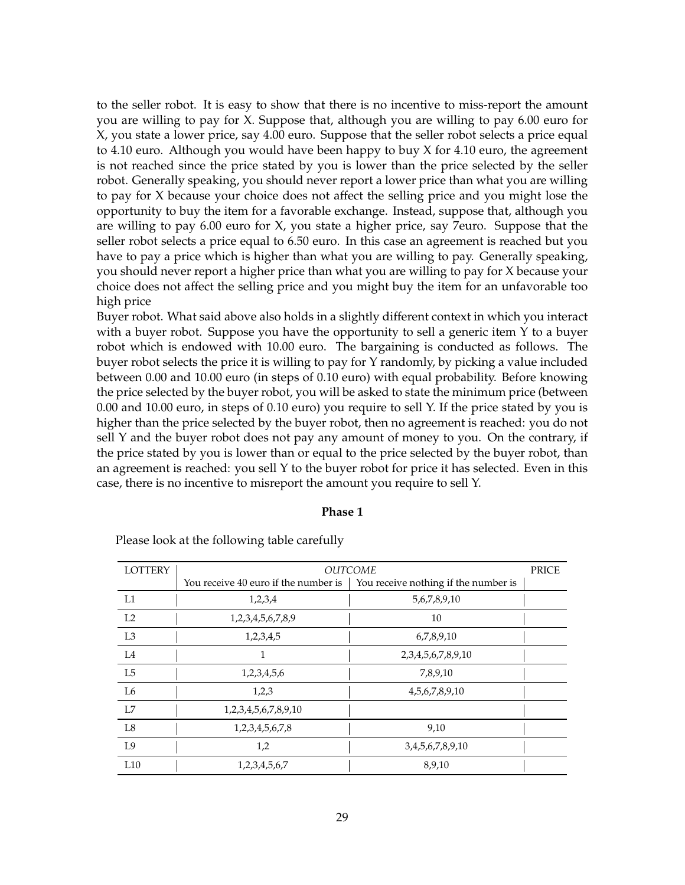to the seller robot. It is easy to show that there is no incentive to miss-report the amount you are willing to pay for X. Suppose that, although you are willing to pay 6.00 euro for X, you state a lower price, say 4.00 euro. Suppose that the seller robot selects a price equal to 4.10 euro. Although you would have been happy to buy X for 4.10 euro, the agreement is not reached since the price stated by you is lower than the price selected by the seller robot. Generally speaking, you should never report a lower price than what you are willing to pay for X because your choice does not affect the selling price and you might lose the opportunity to buy the item for a favorable exchange. Instead, suppose that, although you are willing to pay 6.00 euro for X, you state a higher price, say 7euro. Suppose that the seller robot selects a price equal to 6.50 euro. In this case an agreement is reached but you have to pay a price which is higher than what you are willing to pay. Generally speaking, you should never report a higher price than what you are willing to pay for X because your choice does not affect the selling price and you might buy the item for an unfavorable too high price

Buyer robot. What said above also holds in a slightly different context in which you interact with a buyer robot. Suppose you have the opportunity to sell a generic item Y to a buyer robot which is endowed with 10.00 euro. The bargaining is conducted as follows. The buyer robot selects the price it is willing to pay for Y randomly, by picking a value included between 0.00 and 10.00 euro (in steps of 0.10 euro) with equal probability. Before knowing the price selected by the buyer robot, you will be asked to state the minimum price (between 0.00 and 10.00 euro, in steps of 0.10 euro) you require to sell Y. If the price stated by you is higher than the price selected by the buyer robot, then no agreement is reached: you do not sell Y and the buyer robot does not pay any amount of money to you. On the contrary, if the price stated by you is lower than or equal to the price selected by the buyer robot, than an agreement is reached: you sell Y to the buyer robot for price it has selected. Even in this case, there is no incentive to misreport the amount you require to sell Y.

**Phase 1**

Please look at the following table carefully

| LOTTERY | *OUTCOME* | | PRICE |
|---|---|---|---|
| | You receive 40 euro if the number is | You receive nothing if the number is | |
| L1 | 1,2,3,4 | 5,6,7,8,9,10 | |
| L2 | 1,2,3,4,5,6,7,8,9 | 10 | |
| L3 | 1,2,3,4,5 | 6,7,8,9,10 | |
| L4 | 1 | 2,3,4,5,6,7,8,9,10 | |
| L5 | 1,2,3,4,5,6 | 7,8,9,10 | |
| L6 | 1,2,3 | 4,5,6,7,8,9,10 | |
| L7 | 1,2,3,4,5,6,7,8,9,10 | | |
| L8 | 1,2,3,4,5,6,7,8 | 9,10 | |
| L9 | 1,2 | 3,4,5,6,7,8,9,10 | |
| L10 | 1,2,3,4,5,6,7 | 8,9,10 | |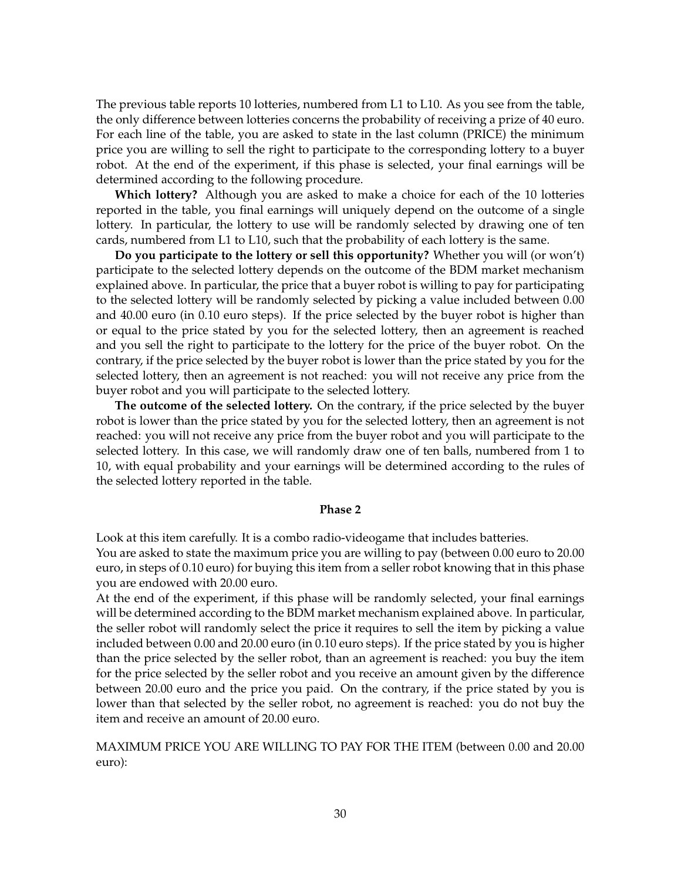The previous table reports 10 lotteries, numbered from L1 to L10. As you see from the table, the only difference between lotteries concerns the probability of receiving a prize of 40 euro. For each line of the table, you are asked to state in the last column (PRICE) the minimum price you are willing to sell the right to participate to the corresponding lottery to a buyer robot. At the end of the experiment, if this phase is selected, your final earnings will be determined according to the following procedure.

**Which lottery?** Although you are asked to make a choice for each of the 10 lotteries reported in the table, you final earnings will uniquely depend on the outcome of a single lottery. In particular, the lottery to use will be randomly selected by drawing one of ten cards, numbered from L1 to L10, such that the probability of each lottery is the same.

**Do you participate to the lottery or sell this opportunity?** Whether you will (or won't) participate to the selected lottery depends on the outcome of the BDM market mechanism explained above. In particular, the price that a buyer robot is willing to pay for participating to the selected lottery will be randomly selected by picking a value included between 0.00 and 40.00 euro (in 0.10 euro steps). If the price selected by the buyer robot is higher than or equal to the price stated by you for the selected lottery, then an agreement is reached and you sell the right to participate to the lottery for the price of the buyer robot. On the contrary, if the price selected by the buyer robot is lower than the price stated by you for the selected lottery, then an agreement is not reached: you will not receive any price from the buyer robot and you will participate to the selected lottery.

**The outcome of the selected lottery.** On the contrary, if the price selected by the buyer robot is lower than the price stated by you for the selected lottery, then an agreement is not reached: you will not receive any price from the buyer robot and you will participate to the selected lottery. In this case, we will randomly draw one of ten balls, numbered from 1 to 10, with equal probability and your earnings will be determined according to the rules of the selected lottery reported in the table.

### Phase 2

Look at this item carefully. It is a combo radio-videogame that includes batteries.
You are asked to state the maximum price you are willing to pay (between 0.00 euro to 20.00 euro, in steps of 0.10 euro) for buying this item from a seller robot knowing that in this phase you are endowed with 20.00 euro.
At the end of the experiment, if this phase will be randomly selected, your final earnings will be determined according to the BDM market mechanism explained above. In particular, the seller robot will randomly select the price it requires to sell the item by picking a value included between 0.00 and 20.00 euro (in 0.10 euro steps). If the price stated by you is higher than the price selected by the seller robot, than an agreement is reached: you buy the item for the price selected by the seller robot and you receive an amount given by the difference between 20.00 euro and the price you paid. On the contrary, if the price stated by you is lower than that selected by the seller robot, no agreement is reached: you do not buy the item and receive an amount of 20.00 euro.

MAXIMUM PRICE YOU ARE WILLING TO PAY FOR THE ITEM (between 0.00 and 20.00 euro):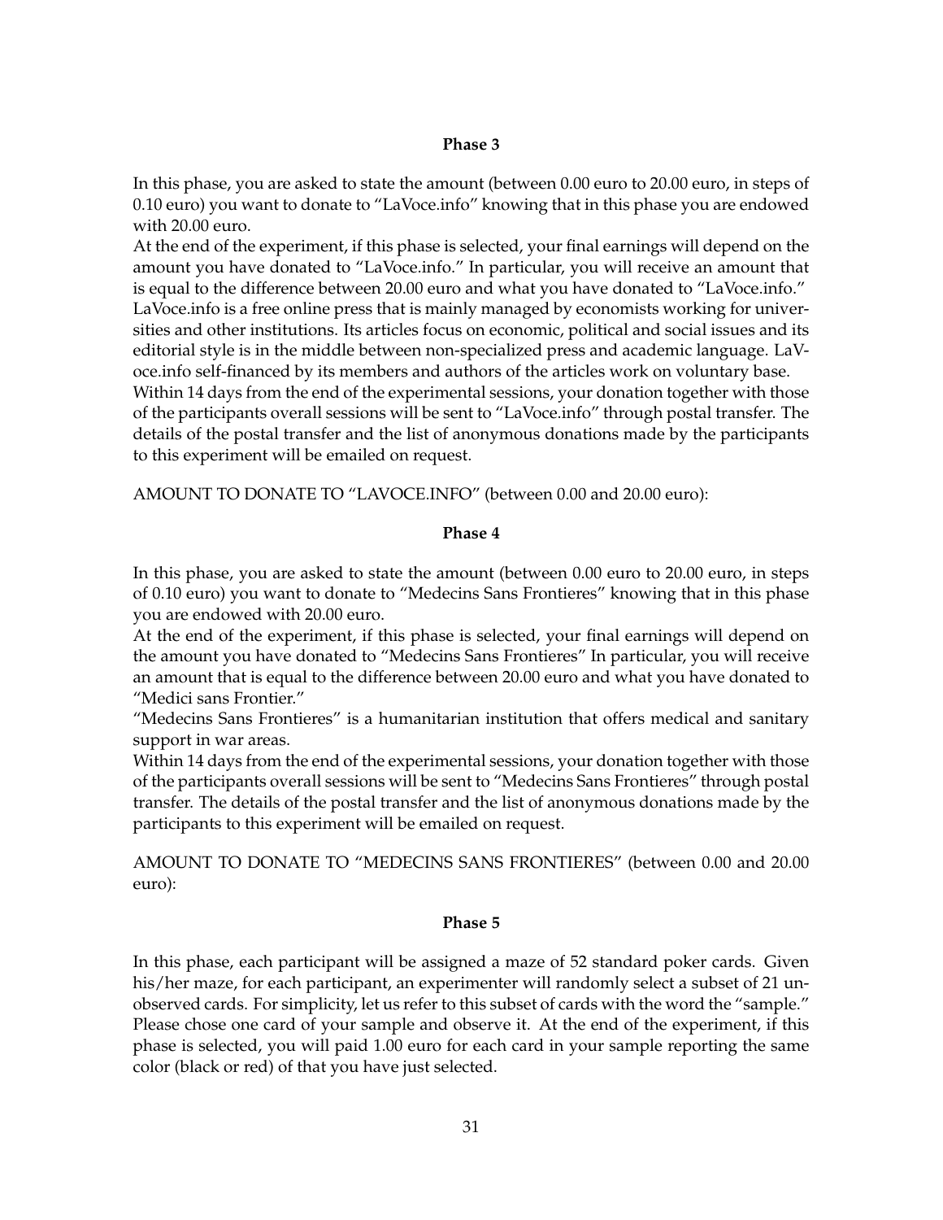**Phase 3**

In this phase, you are asked to state the amount (between 0.00 euro to 20.00 euro, in steps of 0.10 euro) you want to donate to "LaVoce.info" knowing that in this phase you are endowed with 20.00 euro.

At the end of the experiment, if this phase is selected, your final earnings will depend on the amount you have donated to "LaVoce.info." In particular, you will receive an amount that is equal to the difference between 20.00 euro and what you have donated to "LaVoce.info."

LaVoce.info is a free online press that is mainly managed by economists working for universities and other institutions. Its articles focus on economic, political and social issues and its editorial style is in the middle between non-specialized press and academic language. LaVoce.info self-financed by its members and authors of the articles work on voluntary base.

Within 14 days from the end of the experimental sessions, your donation together with those of the participants overall sessions will be sent to "LaVoce.info" through postal transfer. The details of the postal transfer and the list of anonymous donations made by the participants to this experiment will be emailed on request.

AMOUNT TO DONATE TO "LAVOCE.INFO" (between 0.00 and 20.00 euro):

**Phase 4**

In this phase, you are asked to state the amount (between 0.00 euro to 20.00 euro, in steps of 0.10 euro) you want to donate to "Medecins Sans Frontieres" knowing that in this phase you are endowed with 20.00 euro.

At the end of the experiment, if this phase is selected, your final earnings will depend on the amount you have donated to "Medecins Sans Frontieres" In particular, you will receive an amount that is equal to the difference between 20.00 euro and what you have donated to "Medici sans Frontier."

"Medecins Sans Frontieres" is a humanitarian institution that offers medical and sanitary support in war areas.

Within 14 days from the end of the experimental sessions, your donation together with those of the participants overall sessions will be sent to "Medecins Sans Frontieres" through postal transfer. The details of the postal transfer and the list of anonymous donations made by the participants to this experiment will be emailed on request.

AMOUNT TO DONATE TO "MEDECINS SANS FRONTIERES" (between 0.00 and 20.00 euro):

**Phase 5**

In this phase, each participant will be assigned a maze of 52 standard poker cards. Given his/her maze, for each participant, an experimenter will randomly select a subset of 21 unobserved cards. For simplicity, let us refer to this subset of cards with the word the "sample." Please chose one card of your sample and observe it. At the end of the experiment, if this phase is selected, you will paid 1.00 euro for each card in your sample reporting the same color (black or red) of that you have just selected.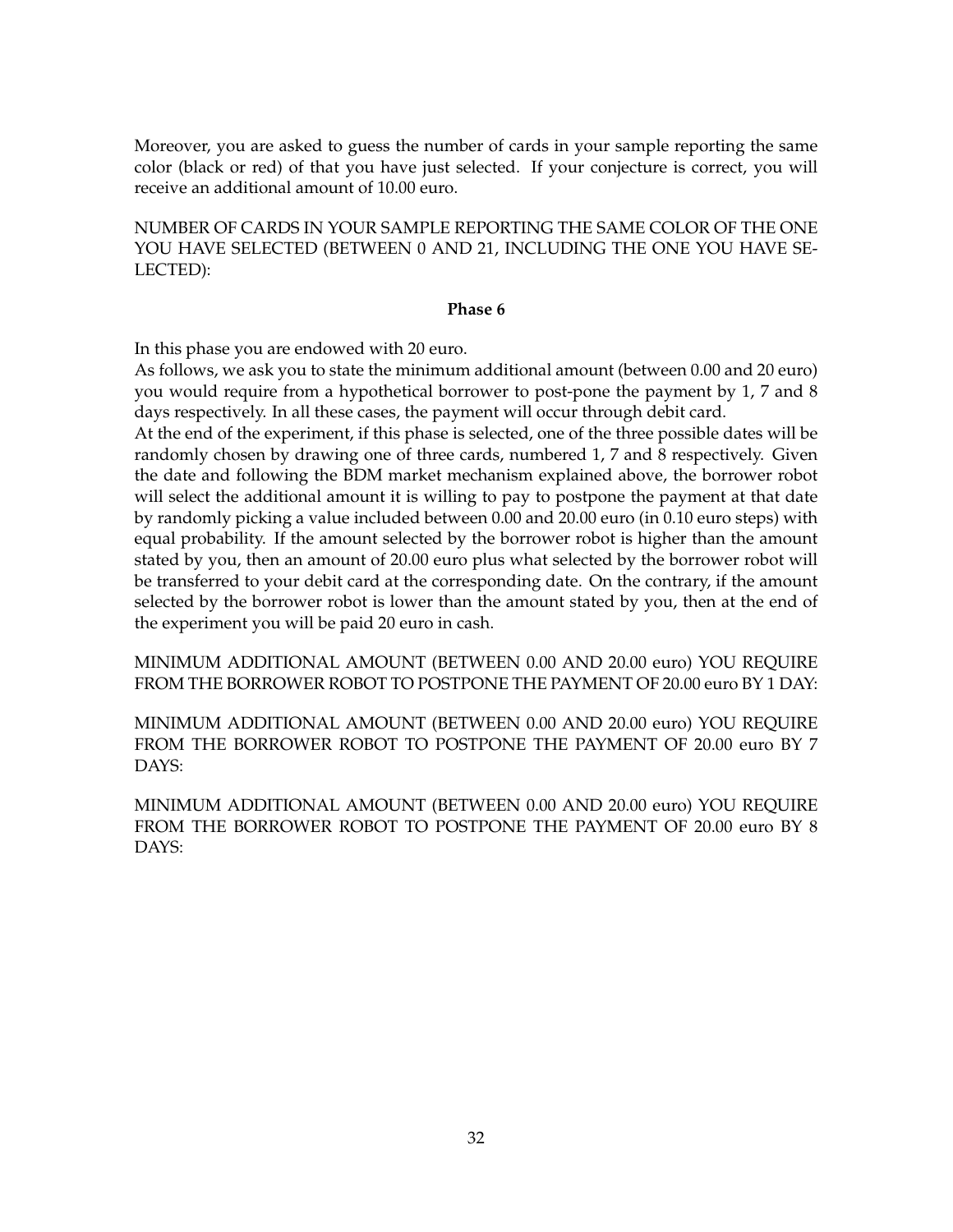Moreover, you are asked to guess the number of cards in your sample reporting the same color (black or red) of that you have just selected. If your conjecture is correct, you will receive an additional amount of 10.00 euro.

NUMBER OF CARDS IN YOUR SAMPLE REPORTING THE SAME COLOR OF THE ONE YOU HAVE SELECTED (BETWEEN 0 AND 21, INCLUDING THE ONE YOU HAVE SELECTED):

**Phase 6**

In this phase you are endowed with 20 euro.

As follows, we ask you to state the minimum additional amount (between 0.00 and 20 euro) you would require from a hypothetical borrower to post-pone the payment by 1, 7 and 8 days respectively. In all these cases, the payment will occur through debit card.

At the end of the experiment, if this phase is selected, one of the three possible dates will be randomly chosen by drawing one of three cards, numbered 1, 7 and 8 respectively. Given the date and following the BDM market mechanism explained above, the borrower robot will select the additional amount it is willing to pay to postpone the payment at that date by randomly picking a value included between 0.00 and 20.00 euro (in 0.10 euro steps) with equal probability. If the amount selected by the borrower robot is higher than the amount stated by you, then an amount of 20.00 euro plus what selected by the borrower robot will be transferred to your debit card at the corresponding date. On the contrary, if the amount selected by the borrower robot is lower than the amount stated by you, then at the end of the experiment you will be paid 20 euro in cash.

MINIMUM ADDITIONAL AMOUNT (BETWEEN 0.00 AND 20.00 euro) YOU REQUIRE FROM THE BORROWER ROBOT TO POSTPONE THE PAYMENT OF 20.00 euro BY 1 DAY:

MINIMUM ADDITIONAL AMOUNT (BETWEEN 0.00 AND 20.00 euro) YOU REQUIRE FROM THE BORROWER ROBOT TO POSTPONE THE PAYMENT OF 20.00 euro BY 7 DAYS:

MINIMUM ADDITIONAL AMOUNT (BETWEEN 0.00 AND 20.00 euro) YOU REQUIRE FROM THE BORROWER ROBOT TO POSTPONE THE PAYMENT OF 20.00 euro BY 8 DAYS: